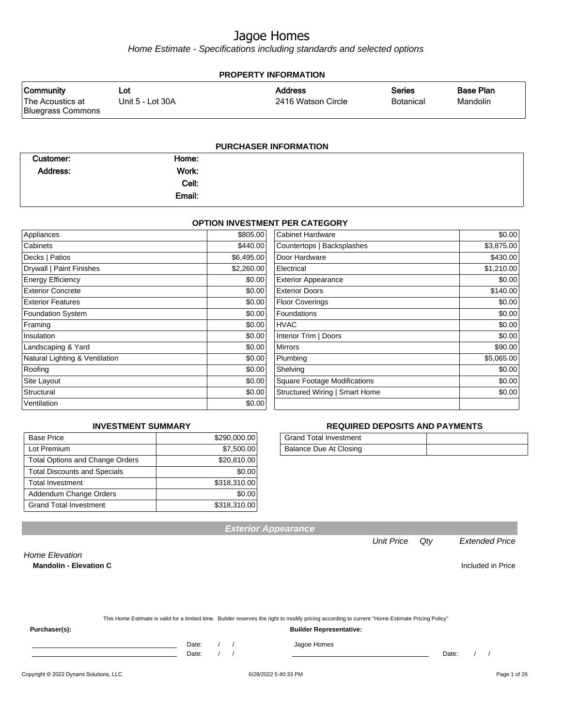# Jagoe Homes

*Home Estimate - Specifications including standards and selected options*

## PROPERTY INFORMATION

| Community | Lot | Address | Series | Base Plan |
|---|---|---|---|---|
| The Acoustics at Bluegrass Commons | Unit 5 - Lot 30A | 2416 Watson Circle | Botanical | Mandolin |

## PURCHASER INFORMATION

| | | | |
|---|---|---|---|
| **Customer:** | | **Home:** | |
| **Address:** | | **Work:** | |
| | | **Cell:** | |
| | | **Email:** | |

## OPTION INVESTMENT PER CATEGORY

| Category | Amount | Category | Amount |
|---|---|---|---|
| Appliances | $805.00 | Cabinet Hardware | $0.00 |
| Cabinets | $440.00 | Countertops \| Backsplashes | $3,875.00 |
| Decks \| Patios | $6,495.00 | Door Hardware | $430.00 |
| Drywall \| Paint Finishes | $2,260.00 | Electrical | $1,210.00 |
| Energy Efficiency | $0.00 | Exterior Appearance | $0.00 |
| Exterior Concrete | $0.00 | Exterior Doors | $140.00 |
| Exterior Features | $0.00 | Floor Coverings | $0.00 |
| Foundation System | $0.00 | Foundations | $0.00 |
| Framing | $0.00 | HVAC | $0.00 |
| Insulation | $0.00 | Interior Trim \| Doors | $0.00 |
| Landscaping & Yard | $0.00 | Mirrors | $90.00 |
| Natural Lighting & Ventilation | $0.00 | Plumbing | $5,065.00 |
| Roofing | $0.00 | Shelving | $0.00 |
| Site Layout | $0.00 | Square Footage Modifications | $0.00 |
| Structural | $0.00 | Structured Wiring \| Smart Home | $0.00 |
| Ventilation | $0.00 | | |

## INVESTMENT SUMMARY

| | |
|---|---|
| Base Price | $290,000.00 |
| Lot Premium | $7,500.00 |
| Total Options and Change Orders | $20,810.00 |
| Total Discounts and Specials | $0.00 |
| Total Investment | $318,310.00 |
| Addendum Change Orders | $0.00 |
| Grand Total Investment | $318,310.00 |

## REQUIRED DEPOSITS AND PAYMENTS

| | |
|---|---|
| Grand Total Investment | |
| Balance Due At Closing | |

## Exterior Appearance

| | Unit Price | Qty | Extended Price |
|---|---|---|---|
| *Home Elevation* | | | |
| **Mandolin - Elevation C** | | | Included in Price |

This Home Estimate is valid for a limited time. Builder reserves the right to modify pricing according to current "Home Estimate Pricing Policy"

**Purchaser(s):**

_______________________ Date: / /

_______________________ Date: / /

**Builder Representative:**

Jagoe Homes

_______________________ Date: / /

Copyright © 2022 Dynami Solutions, LLC — 6/28/2022 5:40:33 PM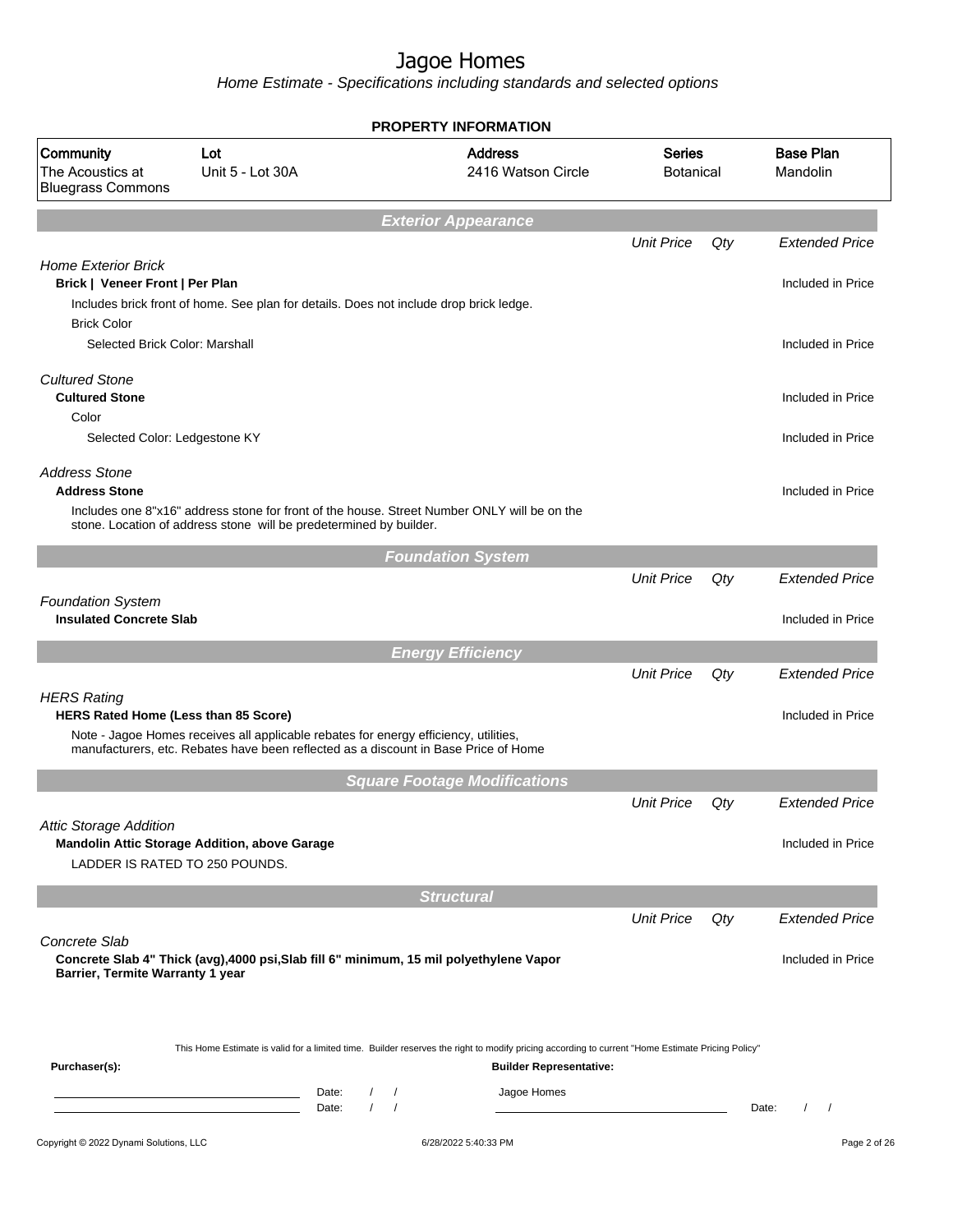# Jagoe Homes

Home Estimate - Specifications including standards and selected options

**PROPERTY INFORMATION**

| Community | Lot | Address | Series | Base Plan |
|---|---|---|---|---|
| The Acoustics at Bluegrass Commons | Unit 5 - Lot 30A | 2416 Watson Circle | Botanical | Mandolin |

## Exterior Appearance

| | Unit Price | Qty | Extended Price |
|---|---|---|---|
| *Home Exterior Brick* | | | |
| **Brick \| Veneer Front \| Per Plan** | | | Included in Price |
| Includes brick front of home. See plan for details. Does not include drop brick ledge. | | | |
| Brick Color | | | |
| Selected Brick Color: Marshall | | | Included in Price |
| *Cultured Stone* | | | |
| **Cultured Stone** | | | Included in Price |
| Color | | | |
| Selected Color: Ledgestone KY | | | Included in Price |
| *Address Stone* | | | |
| **Address Stone** | | | Included in Price |
| Includes one 8"x16" address stone for front of the house. Street Number ONLY will be on the stone. Location of address stone will be predetermined by builder. | | | |

## Foundation System

| | Unit Price | Qty | Extended Price |
|---|---|---|---|
| *Foundation System* | | | |
| **Insulated Concrete Slab** | | | Included in Price |

## Energy Efficiency

| | Unit Price | Qty | Extended Price |
|---|---|---|---|
| *HERS Rating* | | | |
| **HERS Rated Home (Less than 85 Score)** | | | Included in Price |
| Note - Jagoe Homes receives all applicable rebates for energy efficiency, utilities, manufacturers, etc. Rebates have been reflected as a discount in Base Price of Home | | | |

## Square Footage Modifications

| | Unit Price | Qty | Extended Price |
|---|---|---|---|
| *Attic Storage Addition* | | | |
| **Mandolin Attic Storage Addition, above Garage** | | | Included in Price |
| LADDER IS RATED TO 250 POUNDS. | | | |

## Structural

| | Unit Price | Qty | Extended Price |
|---|---|---|---|
| *Concrete Slab* | | | |
| **Concrete Slab 4" Thick (avg),4000 psi,Slab fill 6" minimum, 15 mil polyethylene Vapor Barrier, Termite Warranty 1 year** | | | Included in Price |

This Home Estimate is valid for a limited time. Builder reserves the right to modify pricing according to current "Home Estimate Pricing Policy"

**Purchaser(s):**

Date: / /

Date: / /

**Builder Representative:**

Jagoe Homes

Date: / /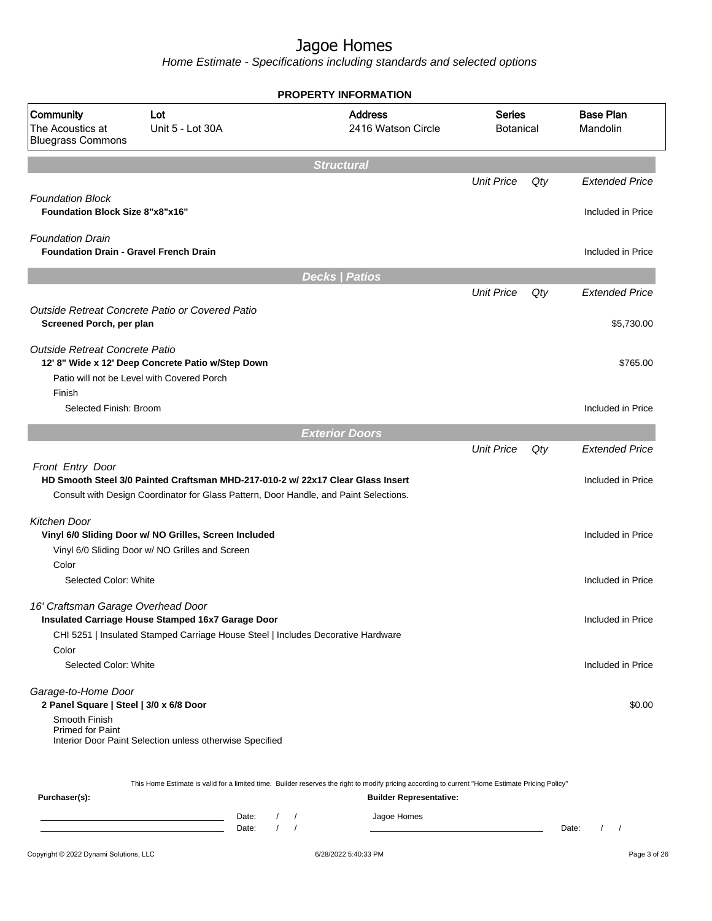# Jagoe Homes

*Home Estimate - Specifications including standards and selected options*

## PROPERTY INFORMATION

| Community | Lot | Address | Series | Base Plan |
|---|---|---|---|---|
| The Acoustics at Bluegrass Commons | Unit 5 - Lot 30A | 2416 Watson Circle | Botanical | Mandolin |

## Structural

| | Unit Price | Qty | Extended Price |
|---|---|---|---|
| *Foundation Block* | | | |
| **Foundation Block Size 8"x8"x16"** | | | Included in Price |
| *Foundation Drain* | | | |
| **Foundation Drain - Gravel French Drain** | | | Included in Price |

## Decks | Patios

| | Unit Price | Qty | Extended Price |
|---|---|---|---|
| *Outside Retreat Concrete Patio or Covered Patio* | | | |
| **Screened Porch, per plan** | | | $5,730.00 |
| *Outside Retreat Concrete Patio* | | | |
| **12' 8" Wide x 12' Deep Concrete Patio w/Step Down** | | | $765.00 |
| Patio will not be Level with Covered Porch | | | |
| Finish | | | |
| Selected Finish: Broom | | | Included in Price |

## Exterior Doors

| | Unit Price | Qty | Extended Price |
|---|---|---|---|
| *Front Entry Door* | | | |
| **HD Smooth Steel 3/0 Painted Craftsman MHD-217-010-2 w/ 22x17 Clear Glass Insert** | | | Included in Price |
| Consult with Design Coordinator for Glass Pattern, Door Handle, and Paint Selections. | | | |
| *Kitchen Door* | | | |
| **Vinyl 6/0 Sliding Door w/ NO Grilles, Screen Included** | | | Included in Price |
| Vinyl 6/0 Sliding Door w/ NO Grilles and Screen | | | |
| Color | | | |
| Selected Color: White | | | Included in Price |
| *16' Craftsman Garage Overhead Door* | | | |
| **Insulated Carriage House Stamped 16x7 Garage Door** | | | Included in Price |
| CHI 5251 \| Insulated Stamped Carriage House Steel \| Includes Decorative Hardware | | | |
| Color | | | |
| Selected Color: White | | | Included in Price |
| *Garage-to-Home Door* | | | |
| **2 Panel Square \| Steel \| 3/0 x 6/8 Door** | | | $0.00 |
| Smooth Finish<br>Primed for Paint<br>Interior Door Paint Selection unless otherwise Specified | | | |

This Home Estimate is valid for a limited time. Builder reserves the right to modify pricing according to current "Home Estimate Pricing Policy"

**Purchaser(s):**

______________________ Date: / /

______________________ Date: / /

**Builder Representative:**

Jagoe Homes

______________________ Date: / /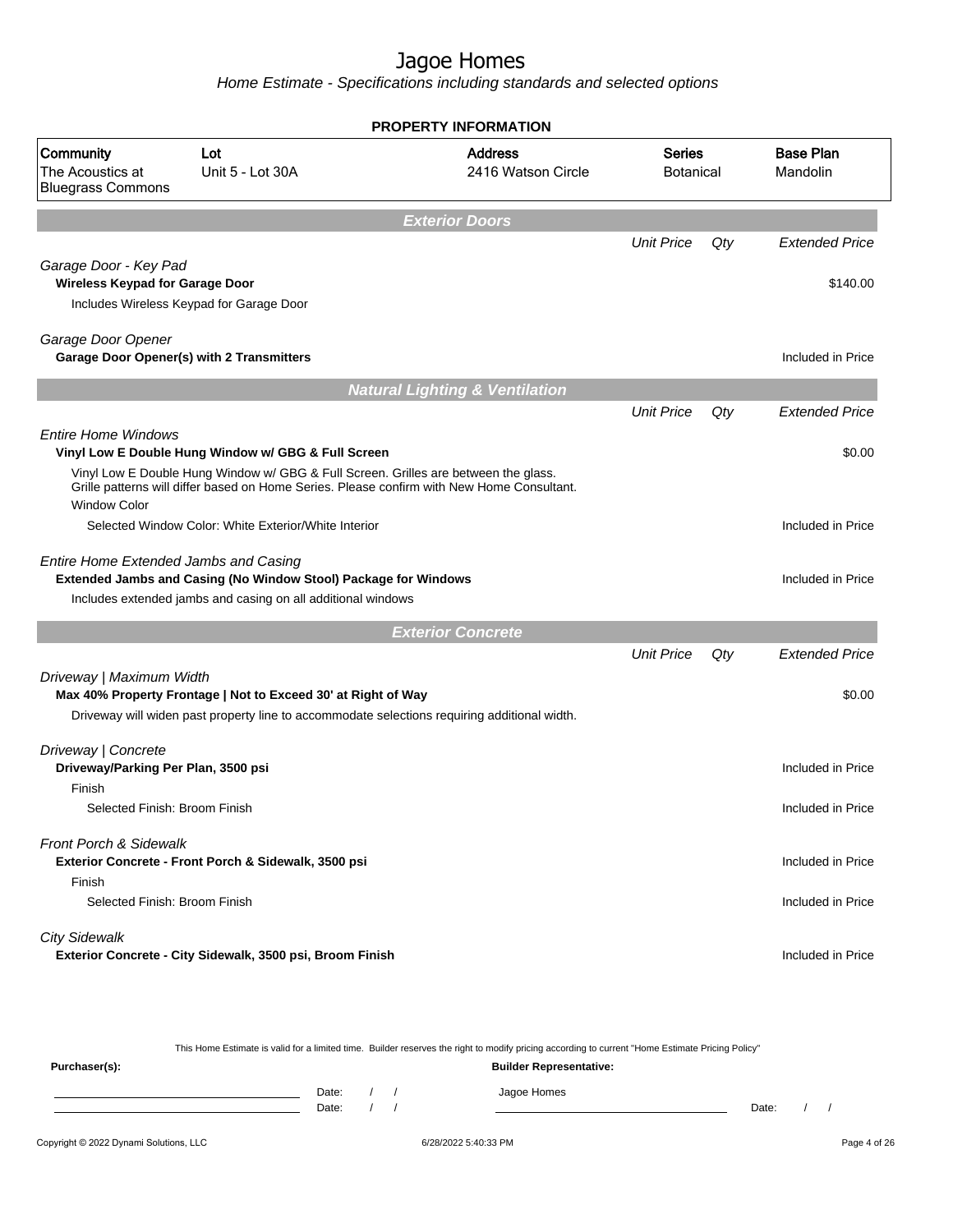# Jagoe Homes

Home Estimate - Specifications including standards and selected options

## PROPERTY INFORMATION

| Community | Lot | Address | Series | Base Plan |
|---|---|---|---|---|
| The Acoustics at Bluegrass Commons | Unit 5 - Lot 30A | 2416 Watson Circle | Botanical | Mandolin |

## Exterior Doors

| | Unit Price | Qty | Extended Price |
|---|---|---|---|
| *Garage Door - Key Pad* | | | |
| **Wireless Keypad for Garage Door** | | | $140.00 |
| Includes Wireless Keypad for Garage Door | | | |
| *Garage Door Opener* | | | |
| **Garage Door Opener(s) with 2 Transmitters** | | | Included in Price |

## Natural Lighting & Ventilation

| | Unit Price | Qty | Extended Price |
|---|---|---|---|
| *Entire Home Windows* | | | |
| **Vinyl Low E Double Hung Window w/ GBG & Full Screen** | | | $0.00 |
| Vinyl Low E Double Hung Window w/ GBG & Full Screen. Grilles are between the glass. Grille patterns will differ based on Home Series. Please confirm with New Home Consultant. | | | |
| Window Color | | | |
| Selected Window Color: White Exterior/White Interior | | | Included in Price |
| *Entire Home Extended Jambs and Casing* | | | |
| **Extended Jambs and Casing (No Window Stool) Package for Windows** | | | Included in Price |
| Includes extended jambs and casing on all additional windows | | | |

## Exterior Concrete

| | Unit Price | Qty | Extended Price |
|---|---|---|---|
| *Driveway \| Maximum Width* | | | |
| **Max 40% Property Frontage \| Not to Exceed 30' at Right of Way** | | | $0.00 |
| Driveway will widen past property line to accommodate selections requiring additional width. | | | |
| *Driveway \| Concrete* | | | |
| **Driveway/Parking Per Plan, 3500 psi** | | | Included in Price |
| Finish | | | |
| Selected Finish: Broom Finish | | | Included in Price |
| *Front Porch & Sidewalk* | | | |
| **Exterior Concrete - Front Porch & Sidewalk, 3500 psi** | | | Included in Price |
| Finish | | | |
| Selected Finish: Broom Finish | | | Included in Price |
| *City Sidewalk* | | | |
| **Exterior Concrete - City Sidewalk, 3500 psi, Broom Finish** | | | Included in Price |

This Home Estimate is valid for a limited time. Builder reserves the right to modify pricing according to current "Home Estimate Pricing Policy"

**Purchaser(s):** Date: / / Date: / /

**Builder Representative:** Jagoe Homes Date: / /

Copyright © 2022 Dynami Solutions, LLC 6/28/2022 5:40:33 PM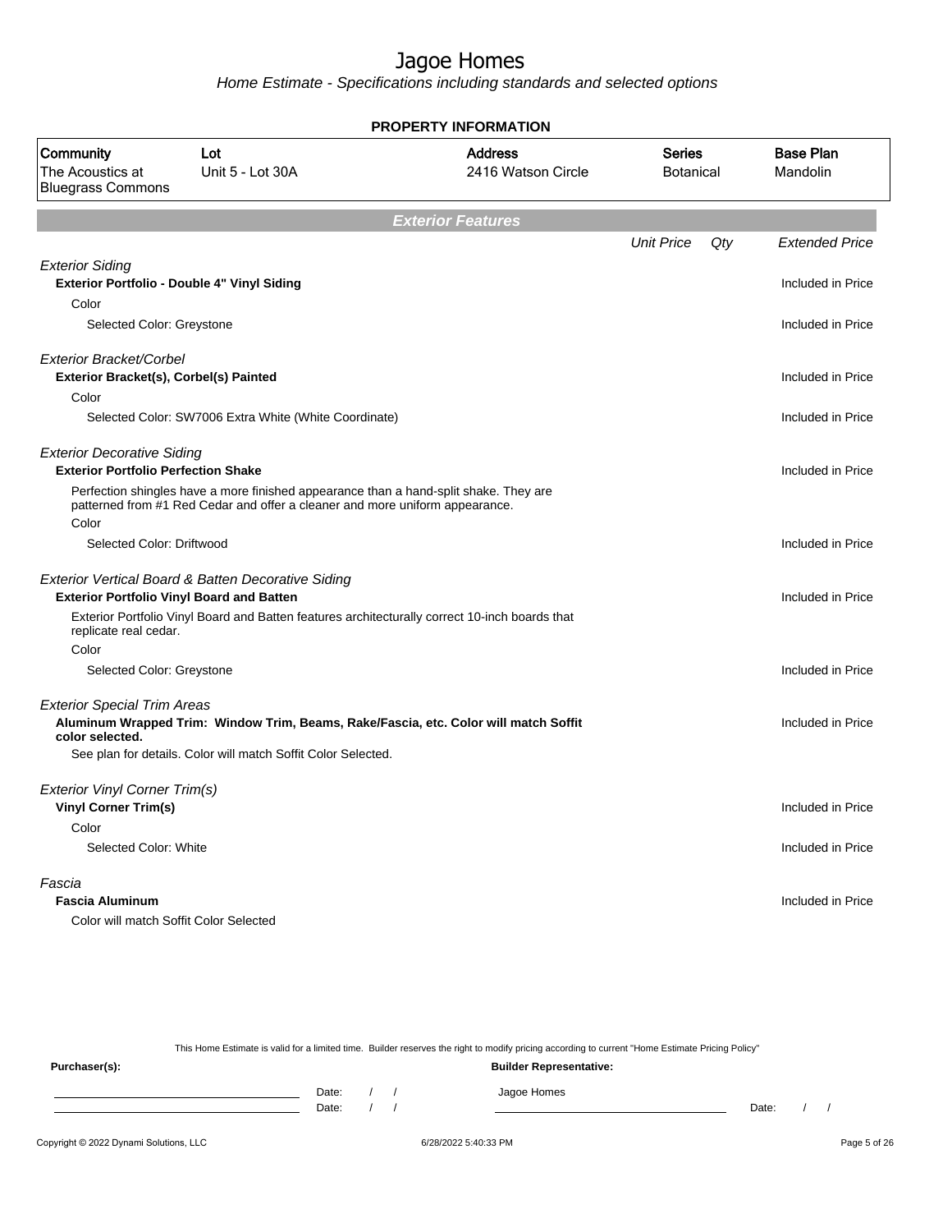# Jagoe Homes

*Home Estimate - Specifications including standards and selected options*

**PROPERTY INFORMATION**

| Community | Lot | Address | Series | Base Plan |
|---|---|---|---|---|
| The Acoustics at Bluegrass Commons | Unit 5 - Lot 30A | 2416 Watson Circle | Botanical | Mandolin |

## *Exterior Features*

| | Unit Price | Qty | Extended Price |
|---|---|---|---|
| *Exterior Siding* | | | |
| **Exterior Portfolio - Double 4" Vinyl Siding** | | | Included in Price |
| Color | | | |
| Selected Color: Greystone | | | Included in Price |
| *Exterior Bracket/Corbel* | | | |
| **Exterior Bracket(s), Corbel(s) Painted** | | | Included in Price |
| Color | | | |
| Selected Color: SW7006 Extra White (White Coordinate) | | | Included in Price |
| *Exterior Decorative Siding* | | | |
| **Exterior Portfolio Perfection Shake** | | | Included in Price |
| Perfection shingles have a more finished appearance than a hand-split shake. They are patterned from #1 Red Cedar and offer a cleaner and more uniform appearance. | | | |
| Color | | | |
| Selected Color: Driftwood | | | Included in Price |
| *Exterior Vertical Board & Batten Decorative Siding* | | | |
| **Exterior Portfolio Vinyl Board and Batten** | | | Included in Price |
| Exterior Portfolio Vinyl Board and Batten features architecturally correct 10-inch boards that replicate real cedar. | | | |
| Color | | | |
| Selected Color: Greystone | | | Included in Price |
| *Exterior Special Trim Areas* | | | |
| **Aluminum Wrapped Trim: Window Trim, Beams, Rake/Fascia, etc. Color will match Soffit color selected.** | | | Included in Price |
| See plan for details. Color will match Soffit Color Selected. | | | |
| *Exterior Vinyl Corner Trim(s)* | | | |
| **Vinyl Corner Trim(s)** | | | Included in Price |
| Color | | | |
| Selected Color: White | | | Included in Price |
| *Fascia* | | | |
| **Fascia Aluminum** | | | Included in Price |
| Color will match Soffit Color Selected | | | |

This Home Estimate is valid for a limited time. Builder reserves the right to modify pricing according to current "Home Estimate Pricing Policy"

**Purchaser(s):** **Builder Representative:**

Date: / /
Date: / /

Jagoe Homes

Date: / /

Copyright © 2022 Dynami Solutions, LLC 6/28/2022 5:40:33 PM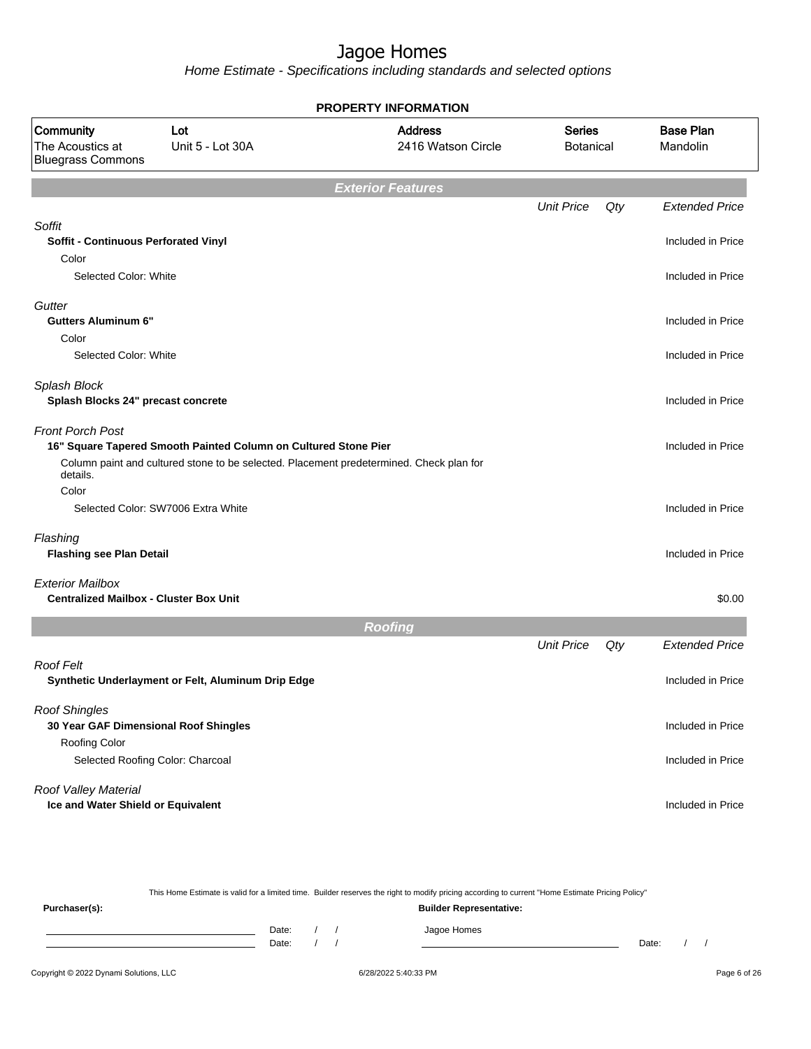# Jagoe Homes

*Home Estimate - Specifications including standards and selected options*

**PROPERTY INFORMATION**

| Community | Lot | Address | Series | Base Plan |
|---|---|---|---|---|
| The Acoustics at Bluegrass Commons | Unit 5 - Lot 30A | 2416 Watson Circle | Botanical | Mandolin |

## Exterior Features

| | Unit Price | Qty | Extended Price |
|---|---|---|---|
| *Soffit* | | | |
| **Soffit - Continuous Perforated Vinyl** | | | Included in Price |
| Color | | | |
| Selected Color: White | | | Included in Price |
| *Gutter* | | | |
| **Gutters Aluminum 6"** | | | Included in Price |
| Color | | | |
| Selected Color: White | | | Included in Price |
| *Splash Block* | | | |
| **Splash Blocks 24" precast concrete** | | | Included in Price |
| *Front Porch Post* | | | |
| **16" Square Tapered Smooth Painted Column on Cultured Stone Pier** | | | Included in Price |
| Column paint and cultured stone to be selected. Placement predetermined. Check plan for details. | | | |
| Color | | | |
| Selected Color: SW7006 Extra White | | | Included in Price |
| *Flashing* | | | |
| **Flashing see Plan Detail** | | | Included in Price |
| *Exterior Mailbox* | | | |
| **Centralized Mailbox - Cluster Box Unit** | | | $0.00 |

## Roofing

| | Unit Price | Qty | Extended Price |
|---|---|---|---|
| *Roof Felt* | | | |
| **Synthetic Underlayment or Felt, Aluminum Drip Edge** | | | Included in Price |
| *Roof Shingles* | | | |
| **30 Year GAF Dimensional Roof Shingles** | | | Included in Price |
| Roofing Color | | | |
| Selected Roofing Color: Charcoal | | | Included in Price |
| *Roof Valley Material* | | | |
| **Ice and Water Shield or Equivalent** | | | Included in Price |

This Home Estimate is valid for a limited time. Builder reserves the right to modify pricing according to current "Home Estimate Pricing Policy"

**Purchaser(s):** **Builder Representative:**

Date: / /
Date: / /

Jagoe Homes

Date: / /

Copyright © 2022 Dynami Solutions, LLC 6/28/2022 5:40:33 PM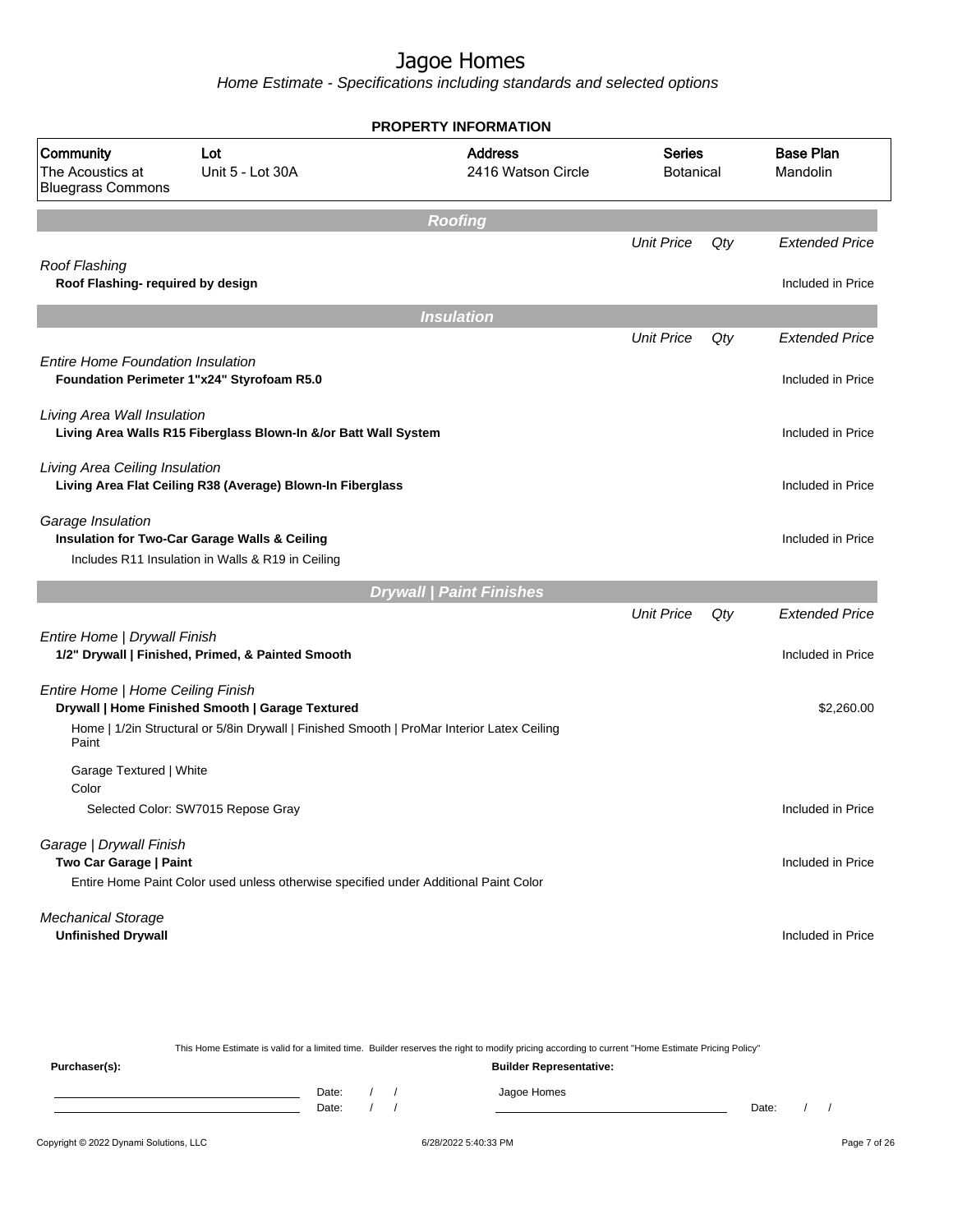# Jagoe Homes

*Home Estimate - Specifications including standards and selected options*

**PROPERTY INFORMATION**

| Community | Lot | Address | Series | Base Plan |
|---|---|---|---|---|
| The Acoustics at Bluegrass Commons | Unit 5 - Lot 30A | 2416 Watson Circle | Botanical | Mandolin |

## Roofing

| | Unit Price | Qty | Extended Price |
|---|---|---|---|
| *Roof Flashing* | | | |
| **Roof Flashing- required by design** | | | Included in Price |

## Insulation

| | Unit Price | Qty | Extended Price |
|---|---|---|---|
| *Entire Home Foundation Insulation* | | | |
| **Foundation Perimeter 1"x24" Styrofoam R5.0** | | | Included in Price |
| *Living Area Wall Insulation* | | | |
| **Living Area Walls R15 Fiberglass Blown-In &/or Batt Wall System** | | | Included in Price |
| *Living Area Ceiling Insulation* | | | |
| **Living Area Flat Ceiling R38 (Average) Blown-In Fiberglass** | | | Included in Price |
| *Garage Insulation* | | | |
| **Insulation for Two-Car Garage Walls & Ceiling** | | | Included in Price |
| Includes R11 Insulation in Walls & R19 in Ceiling | | | |

## Drywall | Paint Finishes

| | Unit Price | Qty | Extended Price |
|---|---|---|---|
| *Entire Home \| Drywall Finish* | | | |
| **1/2" Drywall \| Finished, Primed, & Painted Smooth** | | | Included in Price |
| *Entire Home \| Home Ceiling Finish* | | | |
| **Drywall \| Home Finished Smooth \| Garage Textured** | | | $2,260.00 |
| Home \| 1/2in Structural or 5/8in Drywall \| Finished Smooth \| ProMar Interior Latex Ceiling Paint | | | |
| Garage Textured \| White | | | |
| Color | | | |
| Selected Color: SW7015 Repose Gray | | | Included in Price |
| *Garage \| Drywall Finish* | | | |
| **Two Car Garage \| Paint** | | | Included in Price |
| Entire Home Paint Color used unless otherwise specified under Additional Paint Color | | | |
| *Mechanical Storage* | | | |
| **Unfinished Drywall** | | | Included in Price |

This Home Estimate is valid for a limited time. Builder reserves the right to modify pricing according to current "Home Estimate Pricing Policy"

**Purchaser(s):**

Date: / /
Date: / /

**Builder Representative:**

Jagoe Homes

Date: / /

Copyright © 2022 Dynami Solutions, LLC — 6/28/2022 5:40:33 PM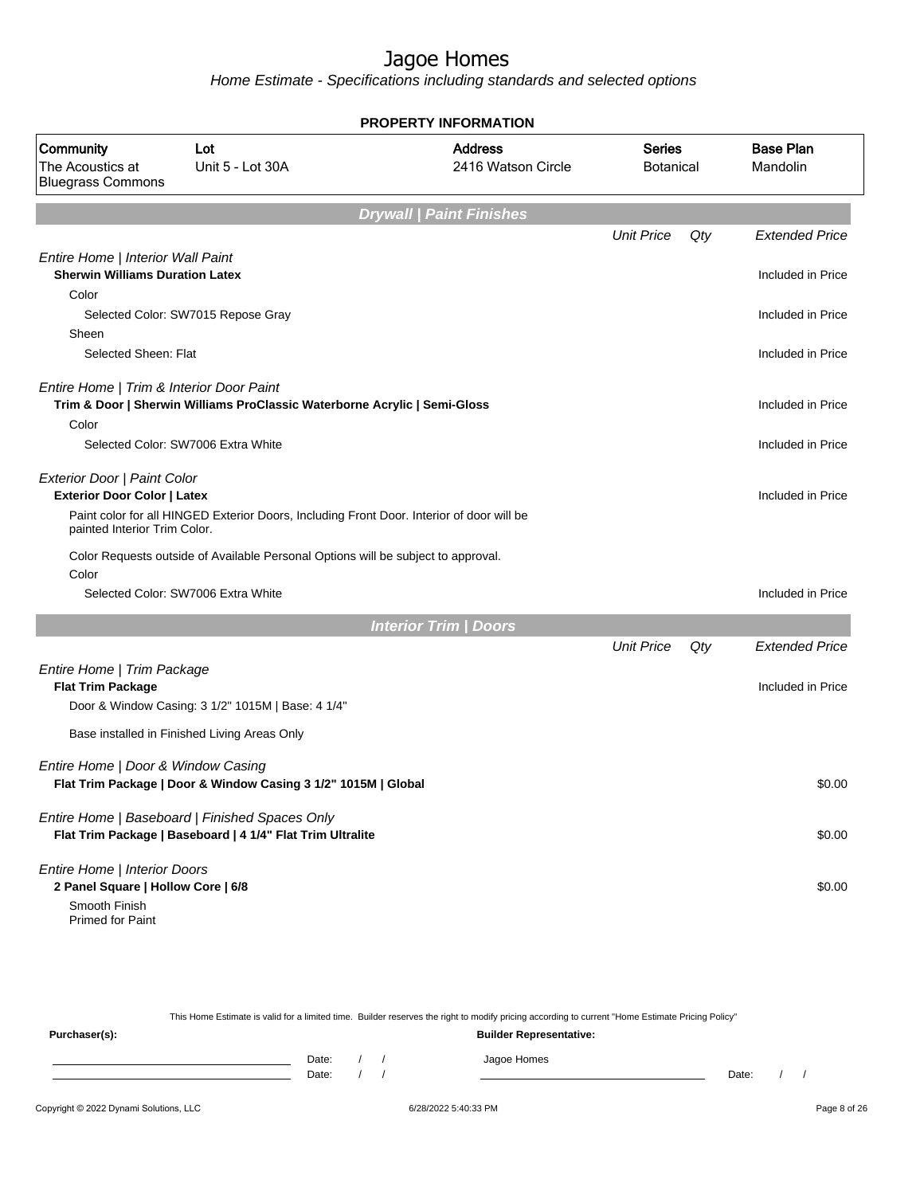# Jagoe Homes

*Home Estimate - Specifications including standards and selected options*

**PROPERTY INFORMATION**

| Community | Lot | Address | Series | Base Plan |
|---|---|---|---|---|
| The Acoustics at Bluegrass Commons | Unit 5 - Lot 30A | 2416 Watson Circle | Botanical | Mandolin |

## Drywall | Paint Finishes

| | Unit Price | Qty | Extended Price |
|---|---|---|---|
| *Entire Home \| Interior Wall Paint* | | | |
| **Sherwin Williams Duration Latex** | | | Included in Price |
| Color | | | |
| Selected Color: SW7015 Repose Gray | | | Included in Price |
| Sheen | | | |
| Selected Sheen: Flat | | | Included in Price |
| *Entire Home \| Trim & Interior Door Paint* | | | |
| **Trim & Door \| Sherwin Williams ProClassic Waterborne Acrylic \| Semi-Gloss** | | | Included in Price |
| Color | | | |
| Selected Color: SW7006 Extra White | | | Included in Price |
| *Exterior Door \| Paint Color* | | | |
| **Exterior Door Color \| Latex** | | | Included in Price |
| Paint color for all HINGED Exterior Doors, Including Front Door. Interior of door will be painted Interior Trim Color. | | | |
| Color Requests outside of Available Personal Options will be subject to approval. | | | |
| Color | | | |
| Selected Color: SW7006 Extra White | | | Included in Price |

## Interior Trim | Doors

| | Unit Price | Qty | Extended Price |
|---|---|---|---|
| *Entire Home \| Trim Package* | | | |
| **Flat Trim Package** | | | Included in Price |
| Door & Window Casing: 3 1/2" 1015M \| Base: 4 1/4" | | | |
| Base installed in Finished Living Areas Only | | | |
| *Entire Home \| Door & Window Casing* | | | |
| **Flat Trim Package \| Door & Window Casing 3 1/2" 1015M \| Global** | | | $0.00 |
| *Entire Home \| Baseboard \| Finished Spaces Only* | | | |
| **Flat Trim Package \| Baseboard \| 4 1/4" Flat Trim Ultralite** | | | $0.00 |
| *Entire Home \| Interior Doors* | | | |
| **2 Panel Square \| Hollow Core \| 6/8** | | | $0.00 |
| Smooth Finish<br>Primed for Paint | | | |

This Home Estimate is valid for a limited time. Builder reserves the right to modify pricing according to current "Home Estimate Pricing Policy"

**Purchaser(s):** Date: / / Date: / /

**Builder Representative:** Jagoe Homes Date: / /

Copyright © 2022 Dynami Solutions, LLC 6/28/2022 5:40:33 PM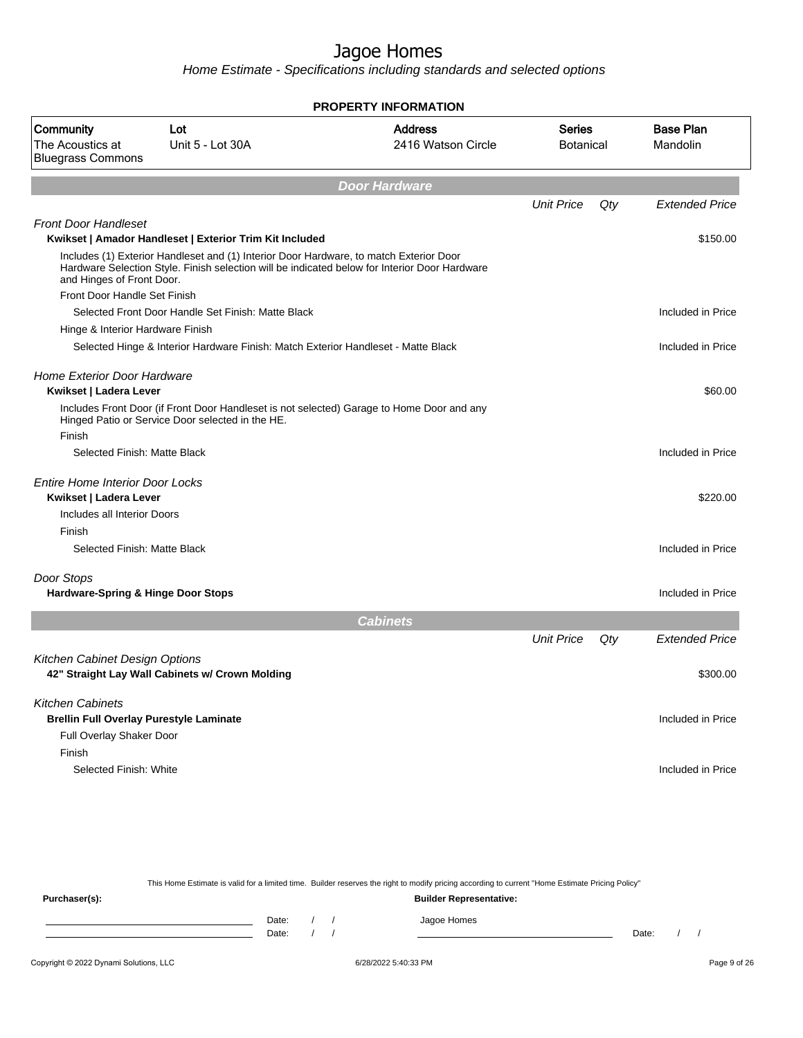# Jagoe Homes

*Home Estimate - Specifications including standards and selected options*

**PROPERTY INFORMATION**

| Community | Lot | Address | Series | Base Plan |
|---|---|---|---|---|
| The Acoustics at Bluegrass Commons | Unit 5 - Lot 30A | 2416 Watson Circle | Botanical | Mandolin |

## Door Hardware

| | Unit Price | Qty | Extended Price |
|---|---|---|---|
| *Front Door Handleset* | | | |
| **Kwikset \| Amador Handleset \| Exterior Trim Kit Included** | | | $150.00 |
| Includes (1) Exterior Handleset and (1) Interior Door Hardware, to match Exterior Door Hardware Selection Style. Finish selection will be indicated below for Interior Door Hardware and Hinges of Front Door. | | | |
| Front Door Handle Set Finish | | | |
| Selected Front Door Handle Set Finish: Matte Black | | | Included in Price |
| Hinge & Interior Hardware Finish | | | |
| Selected Hinge & Interior Hardware Finish: Match Exterior Handleset - Matte Black | | | Included in Price |
| *Home Exterior Door Hardware* | | | |
| **Kwikset \| Ladera Lever** | | | $60.00 |
| Includes Front Door (if Front Door Handleset is not selected) Garage to Home Door and any Hinged Patio or Service Door selected in the HE. | | | |
| Finish | | | |
| Selected Finish: Matte Black | | | Included in Price |
| *Entire Home Interior Door Locks* | | | |
| **Kwikset \| Ladera Lever** | | | $220.00 |
| Includes all Interior Doors | | | |
| Finish | | | |
| Selected Finish: Matte Black | | | Included in Price |
| *Door Stops* | | | |
| **Hardware-Spring & Hinge Door Stops** | | | Included in Price |

## Cabinets

| | Unit Price | Qty | Extended Price |
|---|---|---|---|
| *Kitchen Cabinet Design Options* | | | |
| **42" Straight Lay Wall Cabinets w/ Crown Molding** | | | $300.00 |
| *Kitchen Cabinets* | | | |
| **Brellin Full Overlay Purestyle Laminate** | | | Included in Price |
| Full Overlay Shaker Door | | | |
| Finish | | | |
| Selected Finish: White | | | Included in Price |

This Home Estimate is valid for a limited time. Builder reserves the right to modify pricing according to current "Home Estimate Pricing Policy"

**Purchaser(s):**

Date: / /

Date: / /

**Builder Representative:**

Jagoe Homes

Date: / /

Copyright © 2022 Dynami Solutions, LLC    6/28/2022 5:40:33 PM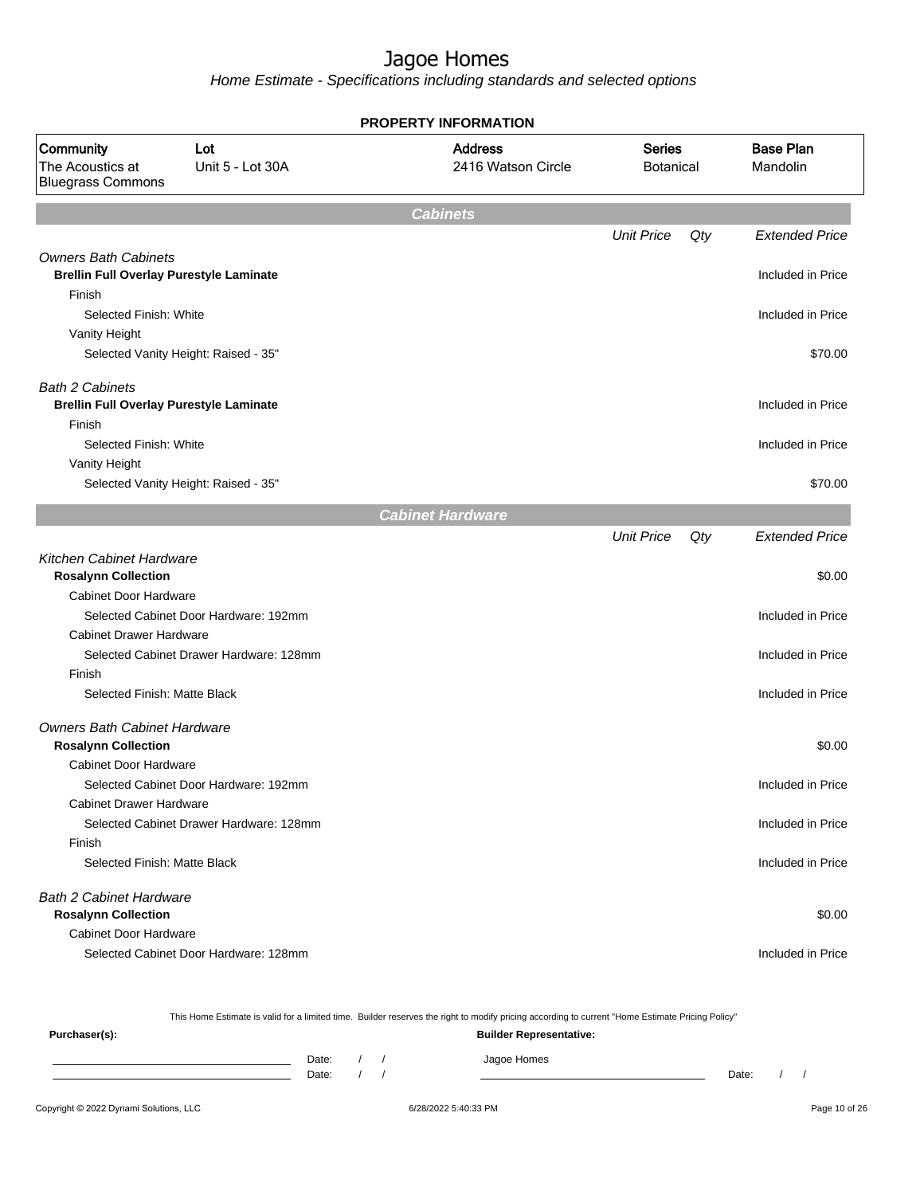# Jagoe Homes

*Home Estimate - Specifications including standards and selected options*

**PROPERTY INFORMATION**

| Community | Lot | Address | Series | Base Plan |
|---|---|---|---|---|
| The Acoustics at Bluegrass Commons | Unit 5 - Lot 30A | 2416 Watson Circle | Botanical | Mandolin |

## Cabinets

| | Unit Price | Qty | Extended Price |
|---|---|---|---|
| *Owners Bath Cabinets* | | | |
| **Brellin Full Overlay Purestyle Laminate** | | | Included in Price |
| Finish | | | |
| Selected Finish: White | | | Included in Price |
| Vanity Height | | | |
| Selected Vanity Height: Raised - 35" | | | $70.00 |
| *Bath 2 Cabinets* | | | |
| **Brellin Full Overlay Purestyle Laminate** | | | Included in Price |
| Finish | | | |
| Selected Finish: White | | | Included in Price |
| Vanity Height | | | |
| Selected Vanity Height: Raised - 35" | | | $70.00 |

## Cabinet Hardware

| | Unit Price | Qty | Extended Price |
|---|---|---|---|
| *Kitchen Cabinet Hardware* | | | |
| **Rosalynn Collection** | | | $0.00 |
| Cabinet Door Hardware | | | |
| Selected Cabinet Door Hardware: 192mm | | | Included in Price |
| Cabinet Drawer Hardware | | | |
| Selected Cabinet Drawer Hardware: 128mm | | | Included in Price |
| Finish | | | |
| Selected Finish: Matte Black | | | Included in Price |
| *Owners Bath Cabinet Hardware* | | | |
| **Rosalynn Collection** | | | $0.00 |
| Cabinet Door Hardware | | | |
| Selected Cabinet Door Hardware: 192mm | | | Included in Price |
| Cabinet Drawer Hardware | | | |
| Selected Cabinet Drawer Hardware: 128mm | | | Included in Price |
| Finish | | | |
| Selected Finish: Matte Black | | | Included in Price |
| *Bath 2 Cabinet Hardware* | | | |
| **Rosalynn Collection** | | | $0.00 |
| Cabinet Door Hardware | | | |
| Selected Cabinet Door Hardware: 128mm | | | Included in Price |

This Home Estimate is valid for a limited time. Builder reserves the right to modify pricing according to current "Home Estimate Pricing Policy"

**Purchaser(s):**

Date: / /

Date: / /

**Builder Representative:**

Jagoe Homes

Date: / /

Copyright © 2022 Dynami Solutions, LLC 6/28/2022 5:40:33 PM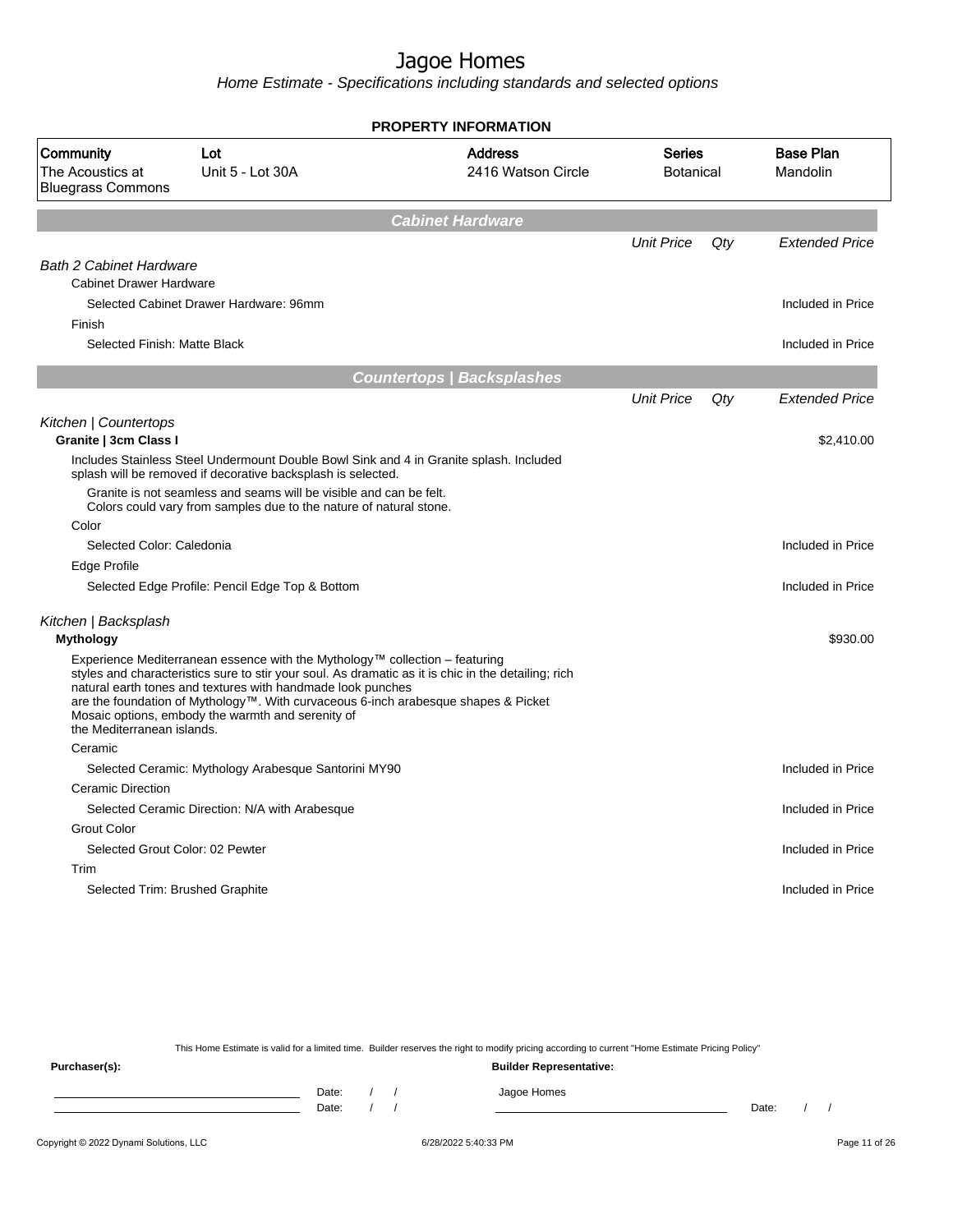# Jagoe Homes

*Home Estimate - Specifications including standards and selected options*

**PROPERTY INFORMATION**

| Community | Lot | Address | Series | Base Plan |
|---|---|---|---|---|
| The Acoustics at Bluegrass Commons | Unit 5 - Lot 30A | 2416 Watson Circle | Botanical | Mandolin |

## Cabinet Hardware

| | Unit Price | Qty | Extended Price |
|---|---|---|---|
| *Bath 2 Cabinet Hardware* | | | |
| Cabinet Drawer Hardware | | | |
| Selected Cabinet Drawer Hardware: 96mm | | | Included in Price |
| Finish | | | |
| Selected Finish: Matte Black | | | Included in Price |

## Countertops | Backsplashes

| | Unit Price | Qty | Extended Price |
|---|---|---|---|
| *Kitchen \| Countertops* | | | |
| **Granite \| 3cm Class I** | | | $2,410.00 |
| Includes Stainless Steel Undermount Double Bowl Sink and 4 in Granite splash. Included splash will be removed if decorative backsplash is selected. | | | |
| Granite is not seamless and seams will be visible and can be felt. Colors could vary from samples due to the nature of natural stone. | | | |
| Color | | | |
| Selected Color: Caledonia | | | Included in Price |
| Edge Profile | | | |
| Selected Edge Profile: Pencil Edge Top & Bottom | | | Included in Price |
| *Kitchen \| Backsplash* | | | |
| **Mythology** | | | $930.00 |
| Experience Mediterranean essence with the Mythology™ collection – featuring styles and characteristics sure to stir your soul. As dramatic as it is chic in the detailing; rich natural earth tones and textures with handmade look punches are the foundation of Mythology™. With curvaceous 6-inch arabesque shapes & Picket Mosaic options, embody the warmth and serenity of the Mediterranean islands. | | | |
| Ceramic | | | |
| Selected Ceramic: Mythology Arabesque Santorini MY90 | | | Included in Price |
| Ceramic Direction | | | |
| Selected Ceramic Direction: N/A with Arabesque | | | Included in Price |
| Grout Color | | | |
| Selected Grout Color: 02 Pewter | | | Included in Price |
| Trim | | | |
| Selected Trim: Brushed Graphite | | | Included in Price |

This Home Estimate is valid for a limited time. Builder reserves the right to modify pricing according to current "Home Estimate Pricing Policy"

**Purchaser(s):** **Builder Representative:**

Date: / / Jagoe Homes

Date: / / Date: / /

Copyright © 2022 Dynami Solutions, LLC 6/28/2022 5:40:33 PM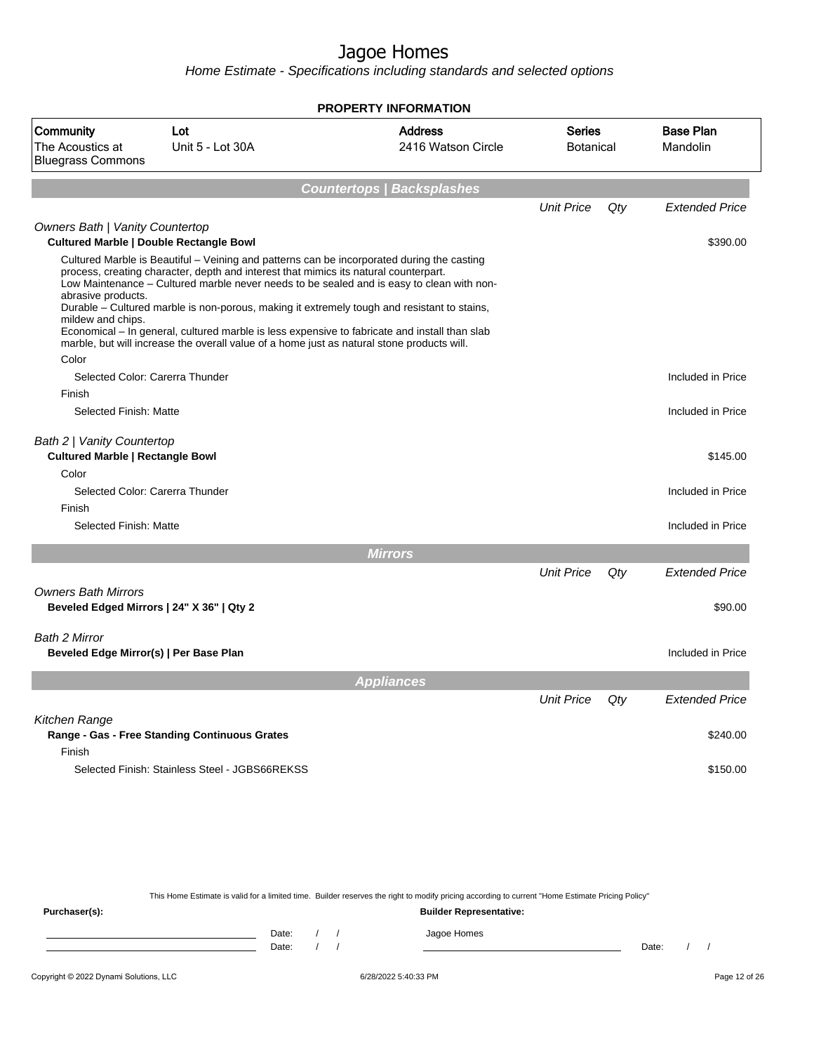# Jagoe Homes

*Home Estimate - Specifications including standards and selected options*

**PROPERTY INFORMATION**

| Community | Lot | Address | Series | Base Plan |
|---|---|---|---|---|
| The Acoustics at Bluegrass Commons | Unit 5 - Lot 30A | 2416 Watson Circle | Botanical | Mandolin |

## Countertops | Backsplashes

| | Unit Price | Qty | Extended Price |
|---|---|---|---|
| *Owners Bath \| Vanity Countertop* | | | |
| **Cultured Marble \| Double Rectangle Bowl** | | | $390.00 |
| Cultured Marble is Beautiful – Veining and patterns can be incorporated during the casting process, creating character, depth and interest that mimics its natural counterpart. Low Maintenance – Cultured marble never needs to be sealed and is easy to clean with non-abrasive products. Durable – Cultured marble is non-porous, making it extremely tough and resistant to stains, mildew and chips. Economical – In general, cultured marble is less expensive to fabricate and install than slab marble, but will increase the overall value of a home just as natural stone products will. | | | |
| Color | | | |
| Selected Color: Carerra Thunder | | | Included in Price |
| Finish | | | |
| Selected Finish: Matte | | | Included in Price |
| *Bath 2 \| Vanity Countertop* | | | |
| **Cultured Marble \| Rectangle Bowl** | | | $145.00 |
| Color | | | |
| Selected Color: Carerra Thunder | | | Included in Price |
| Finish | | | |
| Selected Finish: Matte | | | Included in Price |

## Mirrors

| | Unit Price | Qty | Extended Price |
|---|---|---|---|
| *Owners Bath Mirrors* | | | |
| **Beveled Edged Mirrors \| 24" X 36" \| Qty 2** | | | $90.00 |
| *Bath 2 Mirror* | | | |
| **Beveled Edge Mirror(s) \| Per Base Plan** | | | Included in Price |

## Appliances

| | Unit Price | Qty | Extended Price |
|---|---|---|---|
| *Kitchen Range* | | | |
| **Range - Gas - Free Standing Continuous Grates** | | | $240.00 |
| Finish | | | |
| Selected Finish: Stainless Steel - JGBS66REKSS | | | $150.00 |

This Home Estimate is valid for a limited time. Builder reserves the right to modify pricing according to current "Home Estimate Pricing Policy"

**Purchaser(s):**

Date: / /

Date: / /

**Builder Representative:**

Jagoe Homes

Date: / /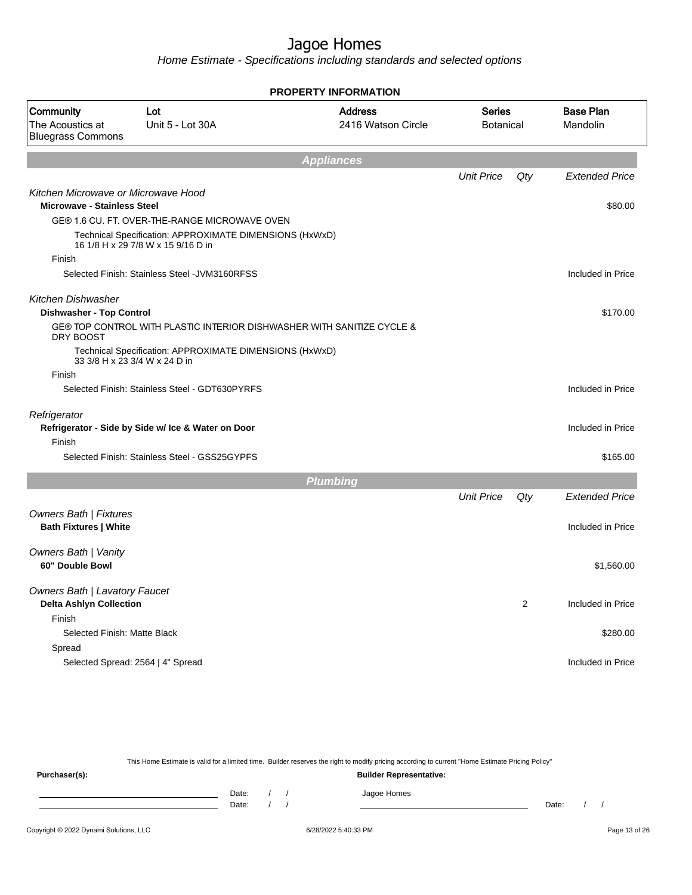# Jagoe Homes

*Home Estimate - Specifications including standards and selected options*

**PROPERTY INFORMATION**

| Community | Lot | Address | Series | Base Plan |
|---|---|---|---|---|
| The Acoustics at Bluegrass Commons | Unit 5 - Lot 30A | 2416 Watson Circle | Botanical | Mandolin |

## Appliances

| | Unit Price | Qty | Extended Price |
|---|---|---|---|
| *Kitchen Microwave or Microwave Hood* | | | |
| **Microwave - Stainless Steel** | | | $80.00 |
| GE® 1.6 CU. FT. OVER-THE-RANGE MICROWAVE OVEN | | | |
| Technical Specification: APPROXIMATE DIMENSIONS (HxWxD) 16 1/8 H x 29 7/8 W x 15 9/16 D in | | | |
| Finish | | | |
| Selected Finish: Stainless Steel -JVM3160RFSS | | | Included in Price |
| *Kitchen Dishwasher* | | | |
| **Dishwasher - Top Control** | | | $170.00 |
| GE® TOP CONTROL WITH PLASTIC INTERIOR DISHWASHER WITH SANITIZE CYCLE & DRY BOOST | | | |
| Technical Specification: APPROXIMATE DIMENSIONS (HxWxD) 33 3/8 H x 23 3/4 W x 24 D in | | | |
| Finish | | | |
| Selected Finish: Stainless Steel - GDT630PYRFS | | | Included in Price |
| *Refrigerator* | | | |
| **Refrigerator - Side by Side w/ Ice & Water on Door** | | | Included in Price |
| Finish | | | |
| Selected Finish: Stainless Steel - GSS25GYPFS | | | $165.00 |

## Plumbing

| | Unit Price | Qty | Extended Price |
|---|---|---|---|
| *Owners Bath \| Fixtures* | | | |
| **Bath Fixtures \| White** | | | Included in Price |
| *Owners Bath \| Vanity* | | | |
| **60" Double Bowl** | | | $1,560.00 |
| *Owners Bath \| Lavatory Faucet* | | | |
| **Delta Ashlyn Collection** | | 2 | Included in Price |
| Finish | | | |
| Selected Finish: Matte Black | | | $280.00 |
| Spread | | | |
| Selected Spread: 2564 \| 4" Spread | | | Included in Price |

This Home Estimate is valid for a limited time. Builder reserves the right to modify pricing according to current "Home Estimate Pricing Policy"

**Purchaser(s):**

Date: / /

Date: / /

**Builder Representative:**

Jagoe Homes

Date: / /

6/28/2022 5:40:33 PM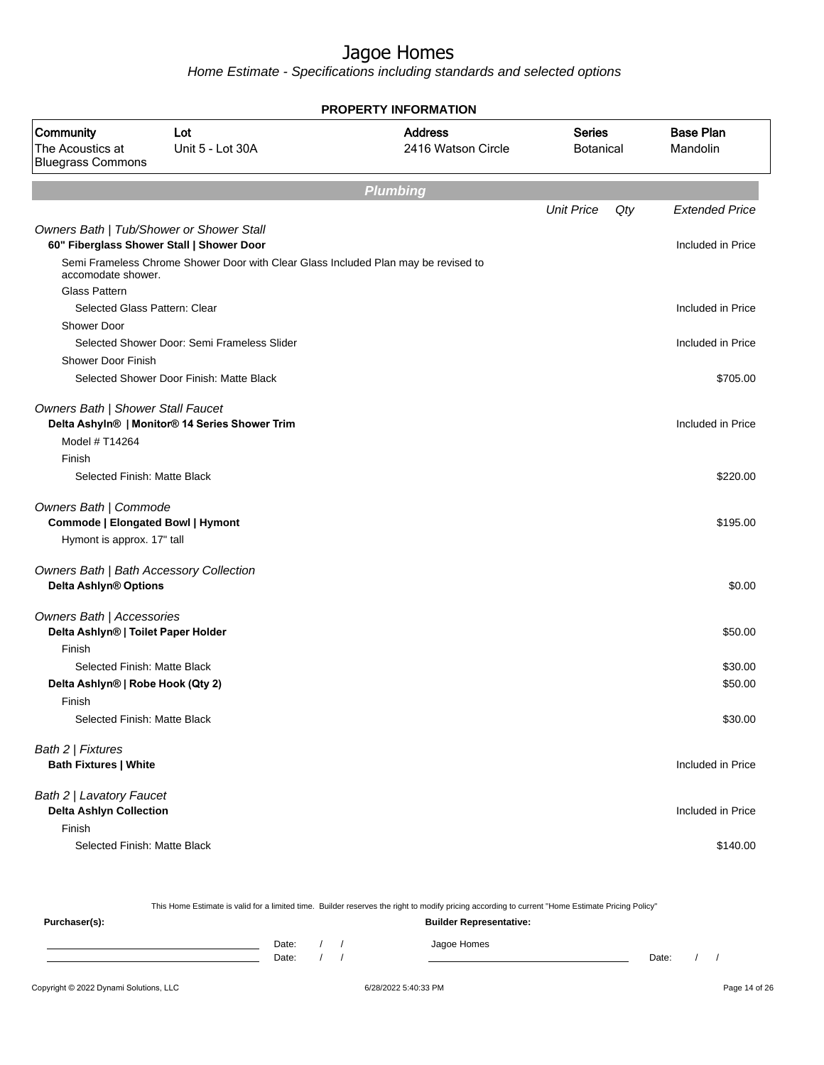# Jagoe Homes

*Home Estimate - Specifications including standards and selected options*

**PROPERTY INFORMATION**

| Community | Lot | Address | Series | Base Plan |
|---|---|---|---|---|
| The Acoustics at Bluegrass Commons | Unit 5 - Lot 30A | 2416 Watson Circle | Botanical | Mandolin |

## Plumbing

| | Unit Price | Qty | Extended Price |
|---|---|---|---|
| *Owners Bath \| Tub/Shower or Shower Stall* | | | |
| **60" Fiberglass Shower Stall \| Shower Door** | | | Included in Price |
| Semi Frameless Chrome Shower Door with Clear Glass Included Plan may be revised to accomodate shower. | | | |
| Glass Pattern | | | |
| Selected Glass Pattern: Clear | | | Included in Price |
| Shower Door | | | |
| Selected Shower Door: Semi Frameless Slider | | | Included in Price |
| Shower Door Finish | | | |
| Selected Shower Door Finish: Matte Black | | | $705.00 |
| *Owners Bath \| Shower Stall Faucet* | | | |
| **Delta Ashyln® \| Monitor® 14 Series Shower Trim** | | | Included in Price |
| Model # T14264 | | | |
| Finish | | | |
| Selected Finish: Matte Black | | | $220.00 |
| *Owners Bath \| Commode* | | | |
| **Commode \| Elongated Bowl \| Hymont** | | | $195.00 |
| Hymont is approx. 17" tall | | | |
| *Owners Bath \| Bath Accessory Collection* | | | |
| **Delta Ashlyn® Options** | | | $0.00 |
| *Owners Bath \| Accessories* | | | |
| **Delta Ashlyn® \| Toilet Paper Holder** | | | $50.00 |
| Finish | | | |
| Selected Finish: Matte Black | | | $30.00 |
| **Delta Ashlyn® \| Robe Hook (Qty 2)** | | | $50.00 |
| Finish | | | |
| Selected Finish: Matte Black | | | $30.00 |
| *Bath 2 \| Fixtures* | | | |
| **Bath Fixtures \| White** | | | Included in Price |
| *Bath 2 \| Lavatory Faucet* | | | |
| **Delta Ashlyn Collection** | | | Included in Price |
| Finish | | | |
| Selected Finish: Matte Black | | | $140.00 |

This Home Estimate is valid for a limited time. Builder reserves the right to modify pricing according to current "Home Estimate Pricing Policy"

**Purchaser(s):**

Date: / /

Date: / /

**Builder Representative:**

Jagoe Homes

Date: / /

Copyright © 2022 Dynami Solutions, LLC — 6/28/2022 5:40:33 PM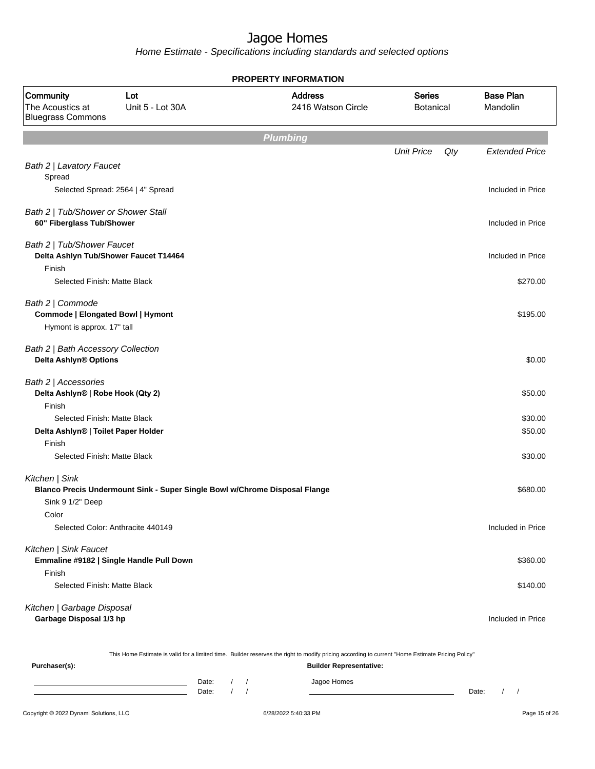# Jagoe Homes

*Home Estimate - Specifications including standards and selected options*

## PROPERTY INFORMATION

| Community | Lot | Address | Series | Base Plan |
|---|---|---|---|---|
| The Acoustics at Bluegrass Commons | Unit 5 - Lot 30A | 2416 Watson Circle | Botanical | Mandolin |

## *Plumbing*

| | Unit Price | Qty | Extended Price |
|---|---|---|---|
| *Bath 2 \| Lavatory Faucet* | | | |
| Spread | | | |
| Selected Spread: 2564 \| 4" Spread | | | Included in Price |
| *Bath 2 \| Tub/Shower or Shower Stall* | | | |
| **60" Fiberglass Tub/Shower** | | | Included in Price |
| *Bath 2 \| Tub/Shower Faucet* | | | |
| **Delta Ashlyn Tub/Shower Faucet T14464** | | | Included in Price |
| Finish | | | |
| Selected Finish: Matte Black | | | $270.00 |
| *Bath 2 \| Commode* | | | |
| **Commode \| Elongated Bowl \| Hymont** | | | $195.00 |
| Hymont is approx. 17" tall | | | |
| *Bath 2 \| Bath Accessory Collection* | | | |
| **Delta Ashlyn® Options** | | | $0.00 |
| *Bath 2 \| Accessories* | | | |
| **Delta Ashlyn® \| Robe Hook (Qty 2)** | | | $50.00 |
| Finish | | | |
| Selected Finish: Matte Black | | | $30.00 |
| **Delta Ashlyn® \| Toilet Paper Holder** | | | $50.00 |
| Finish | | | |
| Selected Finish: Matte Black | | | $30.00 |
| *Kitchen \| Sink* | | | |
| **Blanco Precis Undermount Sink - Super Single Bowl w/Chrome Disposal Flange** | | | $680.00 |
| Sink 9 1/2" Deep | | | |
| Color | | | |
| Selected Color: Anthracite 440149 | | | Included in Price |
| *Kitchen \| Sink Faucet* | | | |
| **Emmaline #9182 \| Single Handle Pull Down** | | | $360.00 |
| Finish | | | |
| Selected Finish: Matte Black | | | $140.00 |
| *Kitchen \| Garbage Disposal* | | | |
| **Garbage Disposal 1/3 hp** | | | Included in Price |

This Home Estimate is valid for a limited time. Builder reserves the right to modify pricing according to current "Home Estimate Pricing Policy"

**Purchaser(s):**

Date: / /

Date: / /

**Builder Representative:**

Jagoe Homes

Date: / /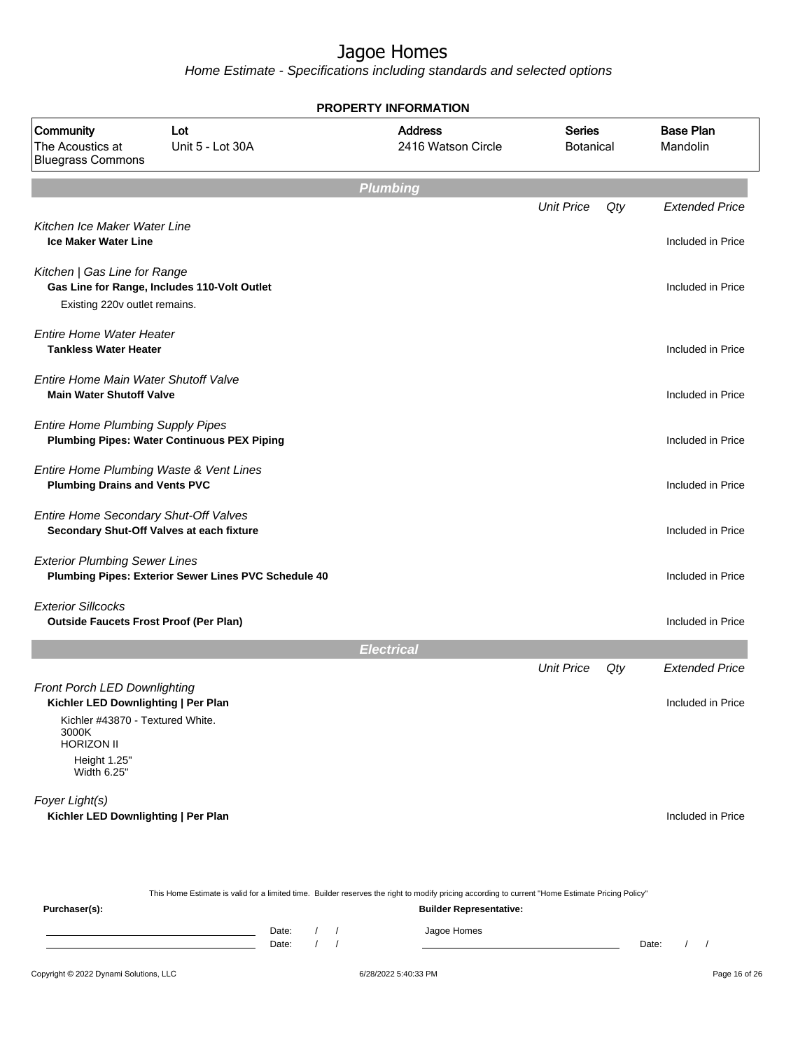# Jagoe Homes

*Home Estimate - Specifications including standards and selected options*

**PROPERTY INFORMATION**

| Community | Lot | Address | Series | Base Plan |
|---|---|---|---|---|
| The Acoustics at Bluegrass Commons | Unit 5 - Lot 30A | 2416 Watson Circle | Botanical | Mandolin |

## Plumbing

| | Unit Price | Qty | Extended Price |
|---|---|---|---|
| *Kitchen Ice Maker Water Line* | | | |
| **Ice Maker Water Line** | | | Included in Price |
| *Kitchen \| Gas Line for Range* | | | |
| **Gas Line for Range, Includes 110-Volt Outlet** | | | Included in Price |
| Existing 220v outlet remains. | | | |
| *Entire Home Water Heater* | | | |
| **Tankless Water Heater** | | | Included in Price |
| *Entire Home Main Water Shutoff Valve* | | | |
| **Main Water Shutoff Valve** | | | Included in Price |
| *Entire Home Plumbing Supply Pipes* | | | |
| **Plumbing Pipes: Water Continuous PEX Piping** | | | Included in Price |
| *Entire Home Plumbing Waste & Vent Lines* | | | |
| **Plumbing Drains and Vents PVC** | | | Included in Price |
| *Entire Home Secondary Shut-Off Valves* | | | |
| **Secondary Shut-Off Valves at each fixture** | | | Included in Price |
| *Exterior Plumbing Sewer Lines* | | | |
| **Plumbing Pipes: Exterior Sewer Lines PVC Schedule 40** | | | Included in Price |
| *Exterior Sillcocks* | | | |
| **Outside Faucets Frost Proof (Per Plan)** | | | Included in Price |

## Electrical

| | Unit Price | Qty | Extended Price |
|---|---|---|---|
| *Front Porch LED Downlighting* | | | |
| **Kichler LED Downlighting \| Per Plan** | | | Included in Price |
| Kichler #43870 - Textured White.<br>3000K<br>HORIZON II<br>Height 1.25"<br>Width 6.25" | | | |
| *Foyer Light(s)* | | | |
| **Kichler LED Downlighting \| Per Plan** | | | Included in Price |

This Home Estimate is valid for a limited time. Builder reserves the right to modify pricing according to current "Home Estimate Pricing Policy"

**Purchaser(s):**

Date: / /

Date: / /

**Builder Representative:**

Jagoe Homes

Date: / /

Copyright © 2022 Dynami Solutions, LLC — 6/28/2022 5:40:33 PM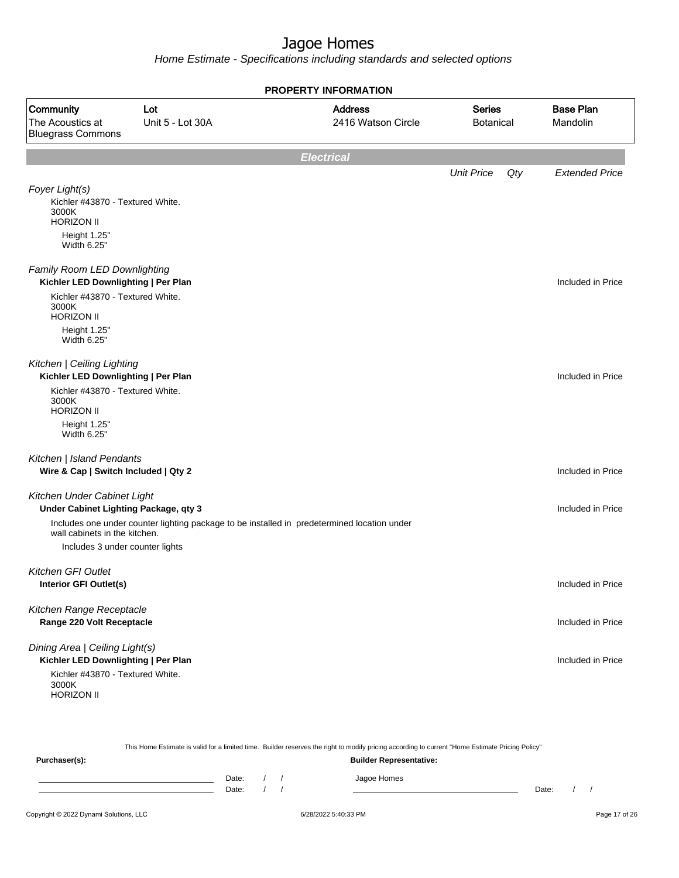# Jagoe Homes

Home Estimate - Specifications including standards and selected options

**PROPERTY INFORMATION**

| Community | Lot | Address | Series | Base Plan |
|---|---|---|---|---|
| The Acoustics at Bluegrass Commons | Unit 5 - Lot 30A | 2416 Watson Circle | Botanical | Mandolin |

## Electrical

| | Unit Price | Qty | Extended Price |
|---|---|---|---|
| *Foyer Light(s)*<br>Kichler #43870 - Textured White.<br>3000K<br>HORIZON II<br>Height 1.25"<br>Width 6.25" | | | |
| *Family Room LED Downlighting*<br>**Kichler LED Downlighting \| Per Plan**<br>Kichler #43870 - Textured White.<br>3000K<br>HORIZON II<br>Height 1.25"<br>Width 6.25" | | | Included in Price |
| *Kitchen \| Ceiling Lighting*<br>**Kichler LED Downlighting \| Per Plan**<br>Kichler #43870 - Textured White.<br>3000K<br>HORIZON II<br>Height 1.25"<br>Width 6.25" | | | Included in Price |
| *Kitchen \| Island Pendants*<br>**Wire & Cap \| Switch Included \| Qty 2** | | | Included in Price |
| *Kitchen Under Cabinet Light*<br>**Under Cabinet Lighting Package, qty 3**<br>Includes one under counter lighting package to be installed in predetermined location under wall cabinets in the kitchen.<br>Includes 3 under counter lights | | | Included in Price |
| *Kitchen GFI Outlet*<br>**Interior GFI Outlet(s)** | | | Included in Price |
| *Kitchen Range Receptacle*<br>**Range 220 Volt Receptacle** | | | Included in Price |
| *Dining Area \| Ceiling Light(s)*<br>**Kichler LED Downlighting \| Per Plan**<br>Kichler #43870 - Textured White.<br>3000K<br>HORIZON II | | | Included in Price |

This Home Estimate is valid for a limited time. Builder reserves the right to modify pricing according to current "Home Estimate Pricing Policy"

**Purchaser(s):**

Date: / /
Date: / /

**Builder Representative:**

Jagoe Homes

Date: / /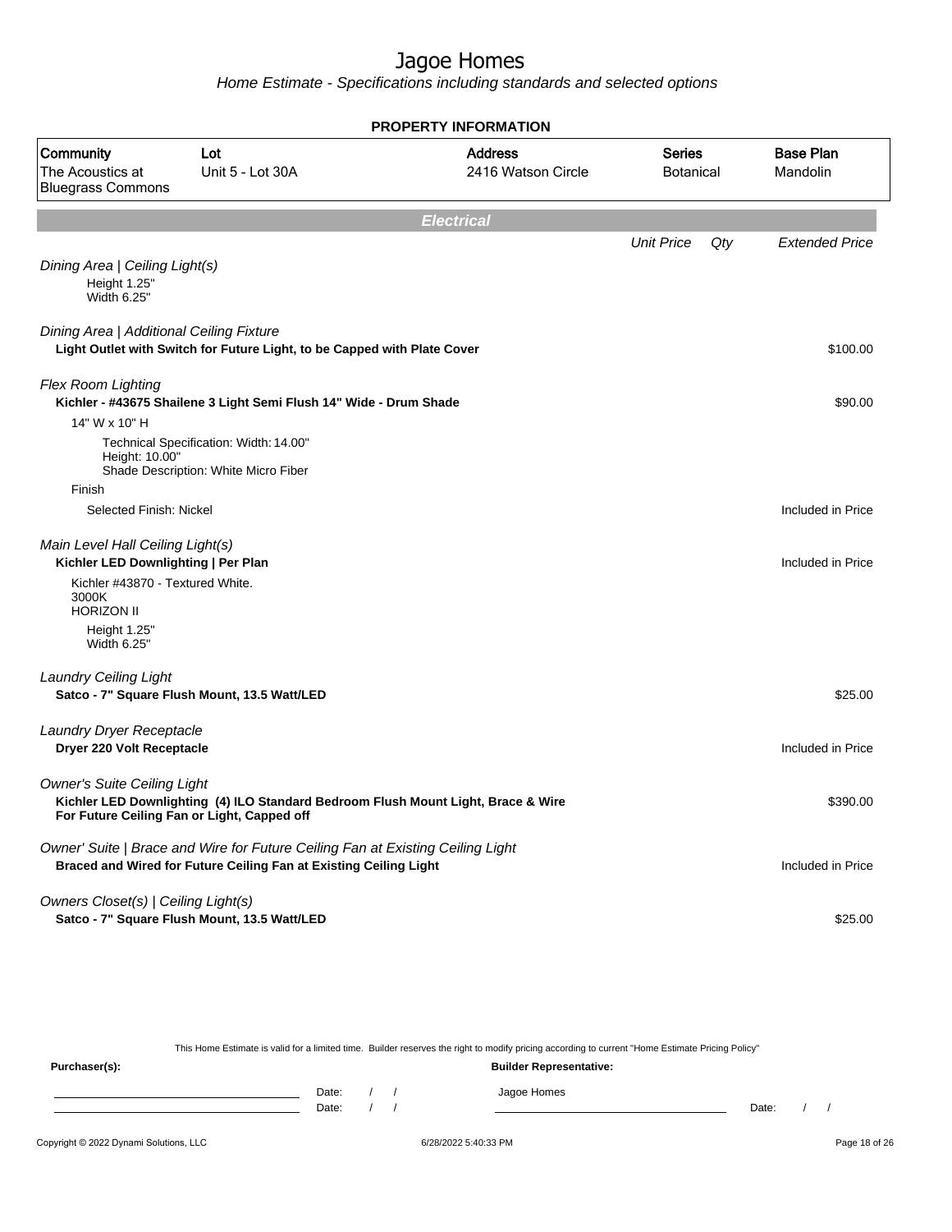# Jagoe Homes

Home Estimate - Specifications including standards and selected options

**PROPERTY INFORMATION**

| Community | Lot | Address | Series | Base Plan |
|---|---|---|---|---|
| The Acoustics at Bluegrass Commons | Unit 5 - Lot 30A | 2416 Watson Circle | Botanical | Mandolin |

## Electrical

| | Unit Price | Qty | Extended Price |
|---|---|---|---|
| *Dining Area \| Ceiling Light(s)*<br>Height 1.25"<br>Width 6.25" | | | |
| *Dining Area \| Additional Ceiling Fixture*<br>**Light Outlet with Switch for Future Light, to be Capped with Plate Cover** | | | $100.00 |
| *Flex Room Lighting*<br>**Kichler - #43675 Shailene 3 Light Semi Flush 14" Wide - Drum Shade** | | | $90.00 |
| 14" W x 10" H<br>Technical Specification: Width: 14.00"<br>Height: 10.00"<br>Shade Description: White Micro Fiber | | | |
| Finish<br>Selected Finish: Nickel | | | Included in Price |
| *Main Level Hall Ceiling Light(s)*<br>**Kichler LED Downlighting \| Per Plan** | | | Included in Price |
| Kichler #43870 - Textured White.<br>3000K<br>HORIZON II<br>Height 1.25"<br>Width 6.25" | | | |
| *Laundry Ceiling Light*<br>**Satco - 7" Square Flush Mount, 13.5 Watt/LED** | | | $25.00 |
| *Laundry Dryer Receptacle*<br>**Dryer 220 Volt Receptacle** | | | Included in Price |
| *Owner's Suite Ceiling Light*<br>**Kichler LED Downlighting (4) ILO Standard Bedroom Flush Mount Light, Brace & Wire For Future Ceiling Fan or Light, Capped off** | | | $390.00 |
| *Owner' Suite \| Brace and Wire for Future Ceiling Fan at Existing Ceiling Light*<br>**Braced and Wired for Future Ceiling Fan at Existing Ceiling Light** | | | Included in Price |
| *Owners Closet(s) \| Ceiling Light(s)*<br>**Satco - 7" Square Flush Mount, 13.5 Watt/LED** | | | $25.00 |

This Home Estimate is valid for a limited time. Builder reserves the right to modify pricing according to current "Home Estimate Pricing Policy"

**Purchaser(s):** **Builder Representative:**

Date: / / Jagoe Homes

Date: / / Date: / /

Copyright © 2022 Dynami Solutions, LLC 6/28/2022 5:40:33 PM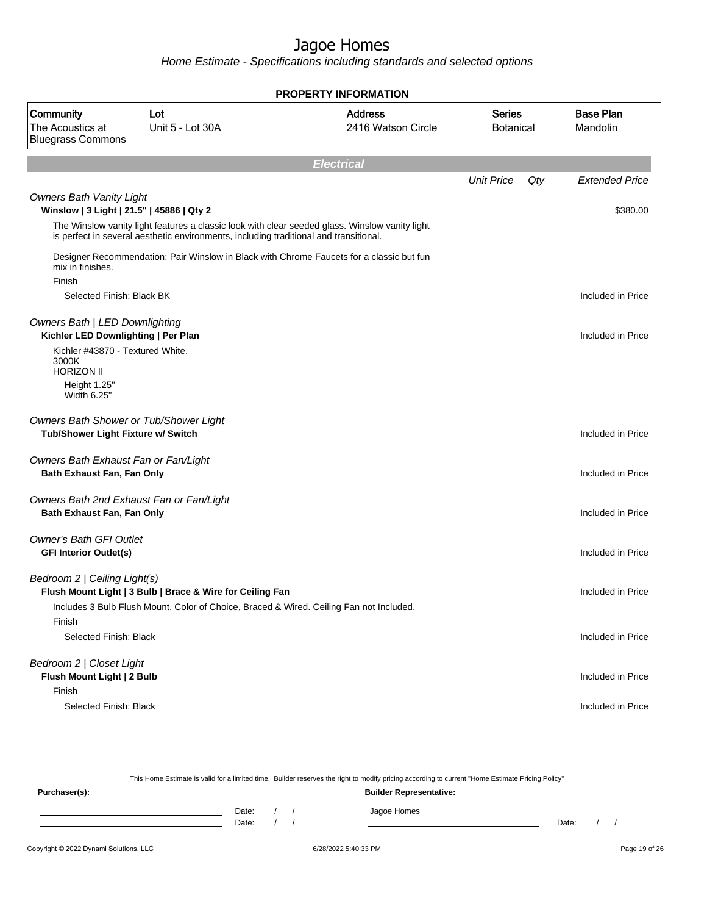# Jagoe Homes

Home Estimate - Specifications including standards and selected options

**PROPERTY INFORMATION**

| Community | Lot | Address | Series | Base Plan |
|---|---|---|---|---|
| The Acoustics at Bluegrass Commons | Unit 5 - Lot 30A | 2416 Watson Circle | Botanical | Mandolin |

## Electrical

| | Unit Price | Qty | Extended Price |
|---|---|---|---|
| *Owners Bath Vanity Light* | | | |
| **Winslow \| 3 Light \| 21.5" \| 45886 \| Qty 2** | | | $380.00 |
| The Winslow vanity light features a classic look with clear seeded glass. Winslow vanity light is perfect in several aesthetic environments, including traditional and transitional. | | | |
| Designer Recommendation: Pair Winslow in Black with Chrome Faucets for a classic but fun mix in finishes. | | | |
| Finish | | | |
| Selected Finish: Black BK | | | Included in Price |
| *Owners Bath \| LED Downlighting* | | | |
| **Kichler LED Downlighting \| Per Plan** | | | Included in Price |
| Kichler #43870 - Textured White.<br>3000K<br>HORIZON II<br>Height 1.25"<br>Width 6.25" | | | |
| *Owners Bath Shower or Tub/Shower Light* | | | |
| **Tub/Shower Light Fixture w/ Switch** | | | Included in Price |
| *Owners Bath Exhaust Fan or Fan/Light* | | | |
| **Bath Exhaust Fan, Fan Only** | | | Included in Price |
| *Owners Bath 2nd Exhaust Fan or Fan/Light* | | | |
| **Bath Exhaust Fan, Fan Only** | | | Included in Price |
| *Owner's Bath GFI Outlet* | | | |
| **GFI Interior Outlet(s)** | | | Included in Price |
| *Bedroom 2 \| Ceiling Light(s)* | | | |
| **Flush Mount Light \| 3 Bulb \| Brace & Wire for Ceiling Fan** | | | Included in Price |
| Includes 3 Bulb Flush Mount, Color of Choice, Braced & Wired. Ceiling Fan not Included. | | | |
| Finish | | | |
| Selected Finish: Black | | | Included in Price |
| *Bedroom 2 \| Closet Light* | | | |
| **Flush Mount Light \| 2 Bulb** | | | Included in Price |
| Finish | | | |
| Selected Finish: Black | | | Included in Price |

This Home Estimate is valid for a limited time. Builder reserves the right to modify pricing according to current "Home Estimate Pricing Policy"

**Purchaser(s):** Date: / / Date: / /

**Builder Representative:** Jagoe Homes Date: / /

Copyright © 2022 Dynami Solutions, LLC 6/28/2022 5:40:33 PM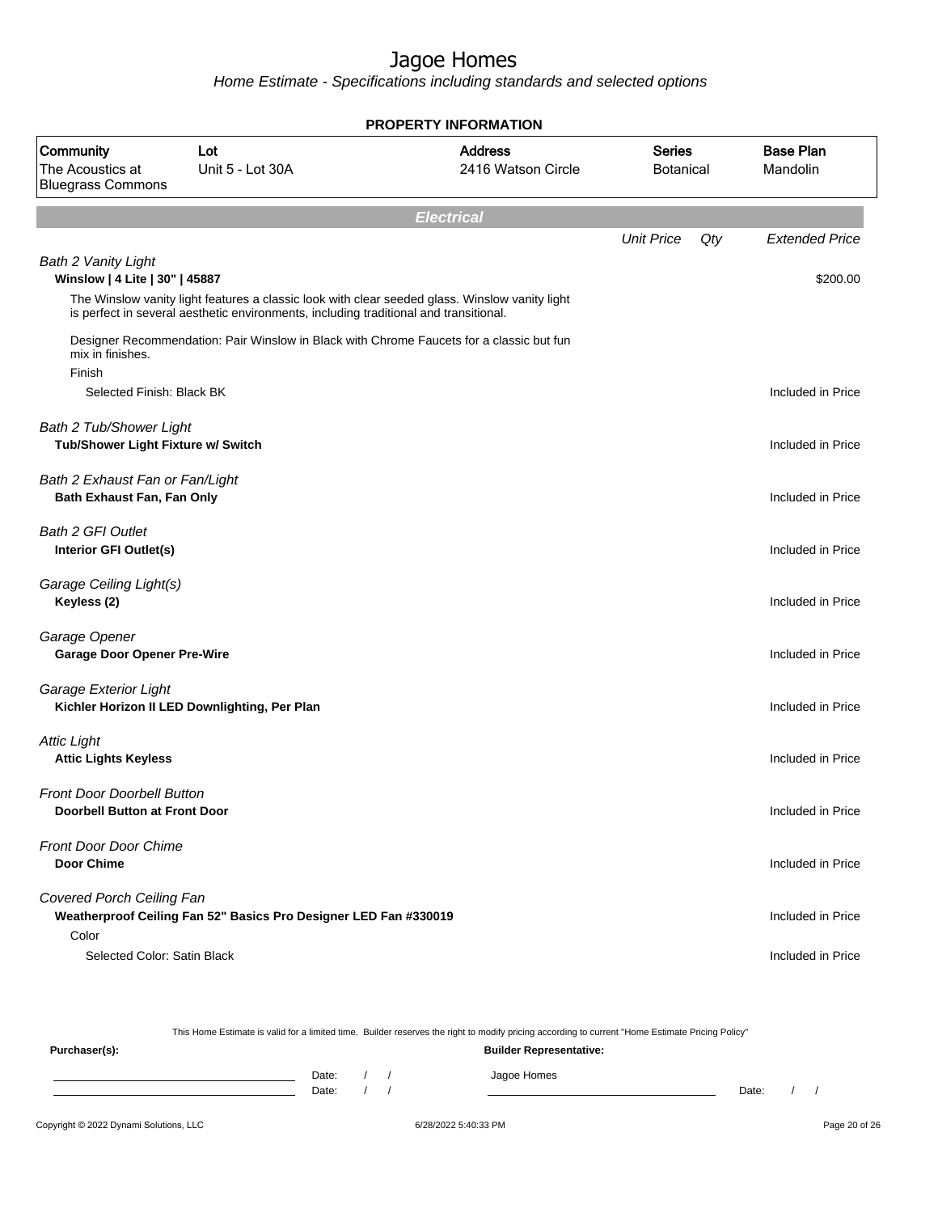# Jagoe Homes

*Home Estimate - Specifications including standards and selected options*

**PROPERTY INFORMATION**

| Community | Lot | Address | Series | Base Plan |
|---|---|---|---|---|
| The Acoustics at Bluegrass Commons | Unit 5 - Lot 30A | 2416 Watson Circle | Botanical | Mandolin |

## Electrical

| | Unit Price | Qty | Extended Price |
|---|---|---|---|
| *Bath 2 Vanity Light*<br>**Winslow \| 4 Lite \| 30" \| 45887** | | | $200.00 |
| The Winslow vanity light features a classic look with clear seeded glass. Winslow vanity light is perfect in several aesthetic environments, including traditional and transitional.<br><br>Designer Recommendation: Pair Winslow in Black with Chrome Faucets for a classic but fun mix in finishes. | | | |
| Finish | | | |
| Selected Finish: Black BK | | | Included in Price |
| *Bath 2 Tub/Shower Light*<br>**Tub/Shower Light Fixture w/ Switch** | | | Included in Price |
| *Bath 2 Exhaust Fan or Fan/Light*<br>**Bath Exhaust Fan, Fan Only** | | | Included in Price |
| *Bath 2 GFI Outlet*<br>**Interior GFI Outlet(s)** | | | Included in Price |
| *Garage Ceiling Light(s)*<br>**Keyless (2)** | | | Included in Price |
| *Garage Opener*<br>**Garage Door Opener Pre-Wire** | | | Included in Price |
| *Garage Exterior Light*<br>**Kichler Horizon II LED Downlighting, Per Plan** | | | Included in Price |
| *Attic Light*<br>**Attic Lights Keyless** | | | Included in Price |
| *Front Door Doorbell Button*<br>**Doorbell Button at Front Door** | | | Included in Price |
| *Front Door Door Chime*<br>**Door Chime** | | | Included in Price |
| *Covered Porch Ceiling Fan*<br>**Weatherproof Ceiling Fan 52" Basics Pro Designer LED Fan #330019** | | | Included in Price |
| Color | | | |
| Selected Color: Satin Black | | | Included in Price |

This Home Estimate is valid for a limited time. Builder reserves the right to modify pricing according to current "Home Estimate Pricing Policy"

**Purchaser(s):** ______________________ Date: / /

______________________ Date: / /

**Builder Representative:** Jagoe Homes

______________________ Date: / /

Copyright © 2022 Dynami Solutions, LLC — 6/28/2022 5:40:33 PM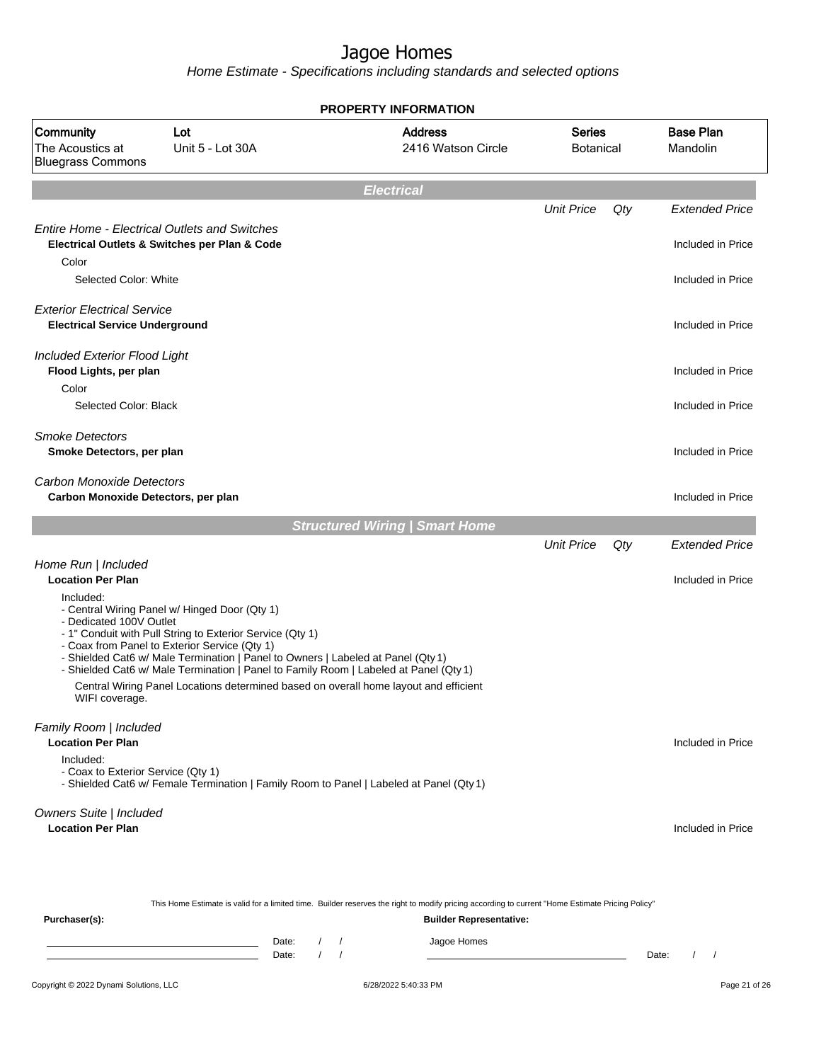# Jagoe Homes

*Home Estimate - Specifications including standards and selected options*

**PROPERTY INFORMATION**

| Community | Lot | Address | Series | Base Plan |
|---|---|---|---|---|
| The Acoustics at Bluegrass Commons | Unit 5 - Lot 30A | 2416 Watson Circle | Botanical | Mandolin |

## Electrical

| | Unit Price | Qty | Extended Price |
|---|---|---|---|
| *Entire Home - Electrical Outlets and Switches* | | | |
| **Electrical Outlets & Switches per Plan & Code** | | | Included in Price |
| Color | | | |
| Selected Color: White | | | Included in Price |
| *Exterior Electrical Service* | | | |
| **Electrical Service Underground** | | | Included in Price |
| *Included Exterior Flood Light* | | | |
| **Flood Lights, per plan** | | | Included in Price |
| Color | | | |
| Selected Color: Black | | | Included in Price |
| *Smoke Detectors* | | | |
| **Smoke Detectors, per plan** | | | Included in Price |
| *Carbon Monoxide Detectors* | | | |
| **Carbon Monoxide Detectors, per plan** | | | Included in Price |

## Structured Wiring | Smart Home

| | Unit Price | Qty | Extended Price |
|---|---|---|---|
| *Home Run \| Included* | | | |
| **Location Per Plan** | | | Included in Price |

Included:
- Central Wiring Panel w/ Hinged Door (Qty 1)
- Dedicated 100V Outlet
- 1" Conduit with Pull String to Exterior Service (Qty 1)
- Coax from Panel to Exterior Service (Qty 1)
- Shielded Cat6 w/ Male Termination | Panel to Owners | Labeled at Panel (Qty 1)
- Shielded Cat6 w/ Male Termination | Panel to Family Room | Labeled at Panel (Qty 1)

Central Wiring Panel Locations determined based on overall home layout and efficient WIFI coverage.

| | Unit Price | Qty | Extended Price |
|---|---|---|---|
| *Family Room \| Included* | | | |
| **Location Per Plan** | | | Included in Price |

Included:
- Coax to Exterior Service (Qty 1)
- Shielded Cat6 w/ Female Termination | Family Room to Panel | Labeled at Panel (Qty 1)

| | Unit Price | Qty | Extended Price |
|---|---|---|---|
| *Owners Suite \| Included* | | | |
| **Location Per Plan** | | | Included in Price |

This Home Estimate is valid for a limited time. Builder reserves the right to modify pricing according to current "Home Estimate Pricing Policy"

**Purchaser(s):** Date: / / Date: / /

**Builder Representative:** Jagoe Homes Date: / /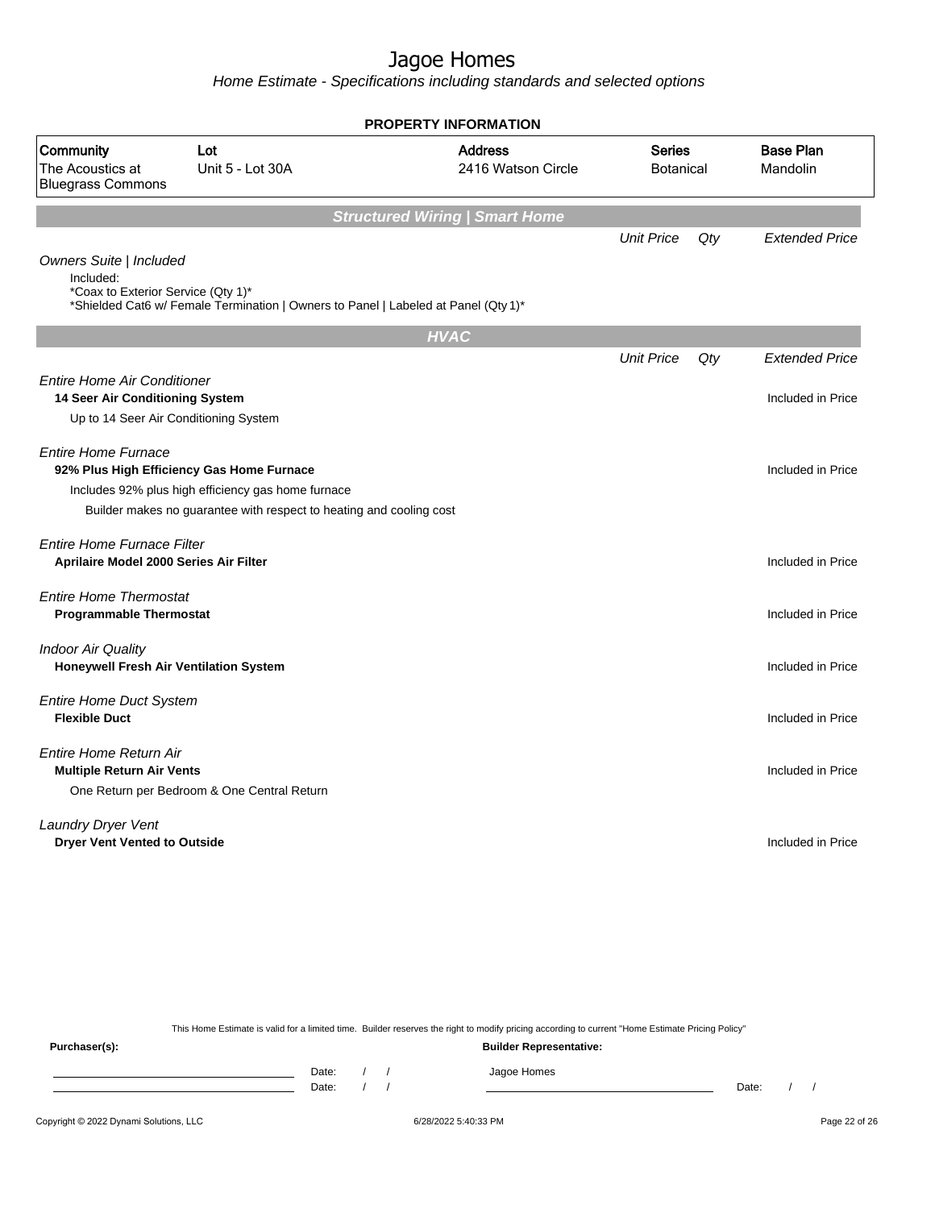# Jagoe Homes

*Home Estimate - Specifications including standards and selected options*

## PROPERTY INFORMATION

| Community | Lot | Address | Series | Base Plan |
|---|---|---|---|---|
| The Acoustics at Bluegrass Commons | Unit 5 - Lot 30A | 2416 Watson Circle | Botanical | Mandolin |

## Structured Wiring | Smart Home

| | Unit Price | Qty | Extended Price |
|---|---|---|---|
| *Owners Suite \| Included* | | | |
| Included: *Coax to Exterior Service (Qty 1)* *Shielded Cat6 w/ Female Termination \| Owners to Panel \| Labeled at Panel (Qty 1)* | | | |

## HVAC

| | Unit Price | Qty | Extended Price |
|---|---|---|---|
| *Entire Home Air Conditioner* | | | |
| **14 Seer Air Conditioning System** | | | Included in Price |
| Up to 14 Seer Air Conditioning System | | | |
| *Entire Home Furnace* | | | |
| **92% Plus High Efficiency Gas Home Furnace** | | | Included in Price |
| Includes 92% plus high efficiency gas home furnace | | | |
| Builder makes no guarantee with respect to heating and cooling cost | | | |
| *Entire Home Furnace Filter* | | | |
| **Aprilaire Model 2000 Series Air Filter** | | | Included in Price |
| *Entire Home Thermostat* | | | |
| **Programmable Thermostat** | | | Included in Price |
| *Indoor Air Quality* | | | |
| **Honeywell Fresh Air Ventilation System** | | | Included in Price |
| *Entire Home Duct System* | | | |
| **Flexible Duct** | | | Included in Price |
| *Entire Home Return Air* | | | |
| **Multiple Return Air Vents** | | | Included in Price |
| One Return per Bedroom & One Central Return | | | |
| *Laundry Dryer Vent* | | | |
| **Dryer Vent Vented to Outside** | | | Included in Price |

This Home Estimate is valid for a limited time. Builder reserves the right to modify pricing according to current "Home Estimate Pricing Policy"

**Purchaser(s):** Date: / / Date: / /

**Builder Representative:** Jagoe Homes Date: / /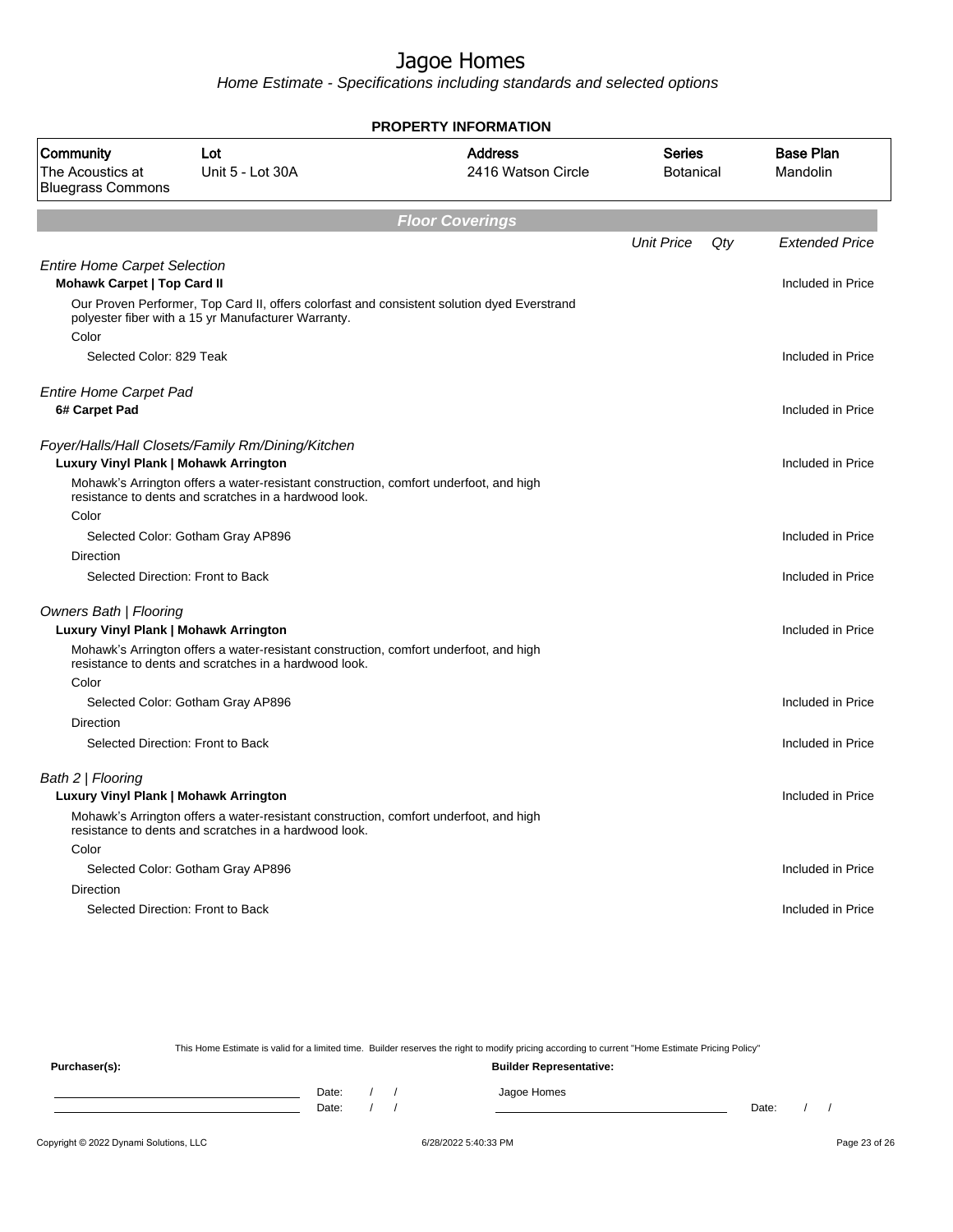# Jagoe Homes

*Home Estimate - Specifications including standards and selected options*

## PROPERTY INFORMATION

| Community | Lot | Address | Series | Base Plan |
|---|---|---|---|---|
| The Acoustics at Bluegrass Commons | Unit 5 - Lot 30A | 2416 Watson Circle | Botanical | Mandolin |

## Floor Coverings

| | Unit Price | Qty | Extended Price |
|---|---|---|---|
| *Entire Home Carpet Selection* | | | |
| **Mohawk Carpet \| Top Card II** | | | Included in Price |
| Our Proven Performer, Top Card II, offers colorfast and consistent solution dyed Everstrand polyester fiber with a 15 yr Manufacturer Warranty. | | | |
| Color | | | |
| Selected Color: 829 Teak | | | Included in Price |
| *Entire Home Carpet Pad* | | | |
| **6# Carpet Pad** | | | Included in Price |
| *Foyer/Halls/Hall Closets/Family Rm/Dining/Kitchen* | | | |
| **Luxury Vinyl Plank \| Mohawk Arrington** | | | Included in Price |
| Mohawk's Arrington offers a water-resistant construction, comfort underfoot, and high resistance to dents and scratches in a hardwood look. | | | |
| Color | | | |
| Selected Color: Gotham Gray AP896 | | | Included in Price |
| Direction | | | |
| Selected Direction: Front to Back | | | Included in Price |
| *Owners Bath \| Flooring* | | | |
| **Luxury Vinyl Plank \| Mohawk Arrington** | | | Included in Price |
| Mohawk's Arrington offers a water-resistant construction, comfort underfoot, and high resistance to dents and scratches in a hardwood look. | | | |
| Color | | | |
| Selected Color: Gotham Gray AP896 | | | Included in Price |
| Direction | | | |
| Selected Direction: Front to Back | | | Included in Price |
| *Bath 2 \| Flooring* | | | |
| **Luxury Vinyl Plank \| Mohawk Arrington** | | | Included in Price |
| Mohawk's Arrington offers a water-resistant construction, comfort underfoot, and high resistance to dents and scratches in a hardwood look. | | | |
| Color | | | |
| Selected Color: Gotham Gray AP896 | | | Included in Price |
| Direction | | | |
| Selected Direction: Front to Back | | | Included in Price |

This Home Estimate is valid for a limited time. Builder reserves the right to modify pricing according to current "Home Estimate Pricing Policy"

**Purchaser(s):**

Date: / /

Date: / /

**Builder Representative:**

Jagoe Homes

Date: / /

Copyright © 2022 Dynami Solutions, LLC — 6/28/2022 5:40:33 PM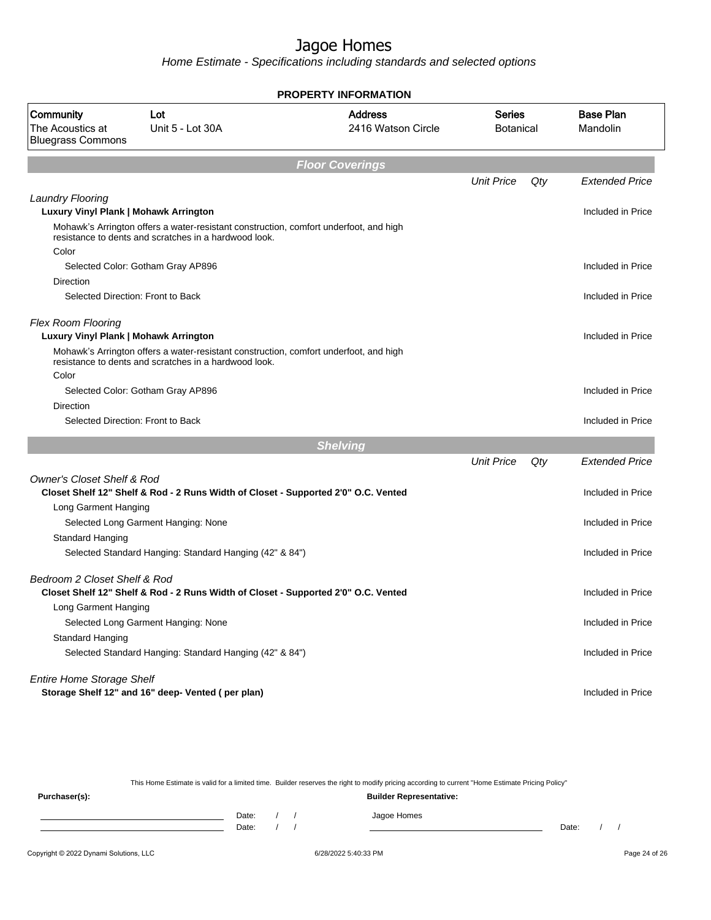# Jagoe Homes

*Home Estimate - Specifications including standards and selected options*

## PROPERTY INFORMATION

| Community | Lot | Address | Series | Base Plan |
|---|---|---|---|---|
| The Acoustics at Bluegrass Commons | Unit 5 - Lot 30A | 2416 Watson Circle | Botanical | Mandolin |

## *Floor Coverings*

| | Unit Price | Qty | Extended Price |
|---|---|---|---|
| *Laundry Flooring* | | | |
| **Luxury Vinyl Plank \| Mohawk Arrington** | | | Included in Price |
| Mohawk's Arrington offers a water-resistant construction, comfort underfoot, and high resistance to dents and scratches in a hardwood look. | | | |
| Color | | | |
| Selected Color: Gotham Gray AP896 | | | Included in Price |
| Direction | | | |
| Selected Direction: Front to Back | | | Included in Price |
| *Flex Room Flooring* | | | |
| **Luxury Vinyl Plank \| Mohawk Arrington** | | | Included in Price |
| Mohawk's Arrington offers a water-resistant construction, comfort underfoot, and high resistance to dents and scratches in a hardwood look. | | | |
| Color | | | |
| Selected Color: Gotham Gray AP896 | | | Included in Price |
| Direction | | | |
| Selected Direction: Front to Back | | | Included in Price |

## *Shelving*

| | Unit Price | Qty | Extended Price |
|---|---|---|---|
| *Owner's Closet Shelf & Rod* | | | |
| **Closet Shelf 12" Shelf & Rod - 2 Runs Width of Closet - Supported 2'0" O.C. Vented** | | | Included in Price |
| Long Garment Hanging | | | |
| Selected Long Garment Hanging: None | | | Included in Price |
| Standard Hanging | | | |
| Selected Standard Hanging: Standard Hanging (42" & 84") | | | Included in Price |
| *Bedroom 2 Closet Shelf & Rod* | | | |
| **Closet Shelf 12" Shelf & Rod - 2 Runs Width of Closet - Supported 2'0" O.C. Vented** | | | Included in Price |
| Long Garment Hanging | | | |
| Selected Long Garment Hanging: None | | | Included in Price |
| Standard Hanging | | | |
| Selected Standard Hanging: Standard Hanging (42" & 84") | | | Included in Price |
| *Entire Home Storage Shelf* | | | |
| **Storage Shelf 12" and 16" deep- Vented ( per plan)** | | | Included in Price |

This Home Estimate is valid for a limited time. Builder reserves the right to modify pricing according to current "Home Estimate Pricing Policy"

**Purchaser(s):**

Date: / /

Date: / /

**Builder Representative:**

Jagoe Homes

Date: / /

Copyright © 2022 Dynami Solutions, LLC

6/28/2022 5:40:33 PM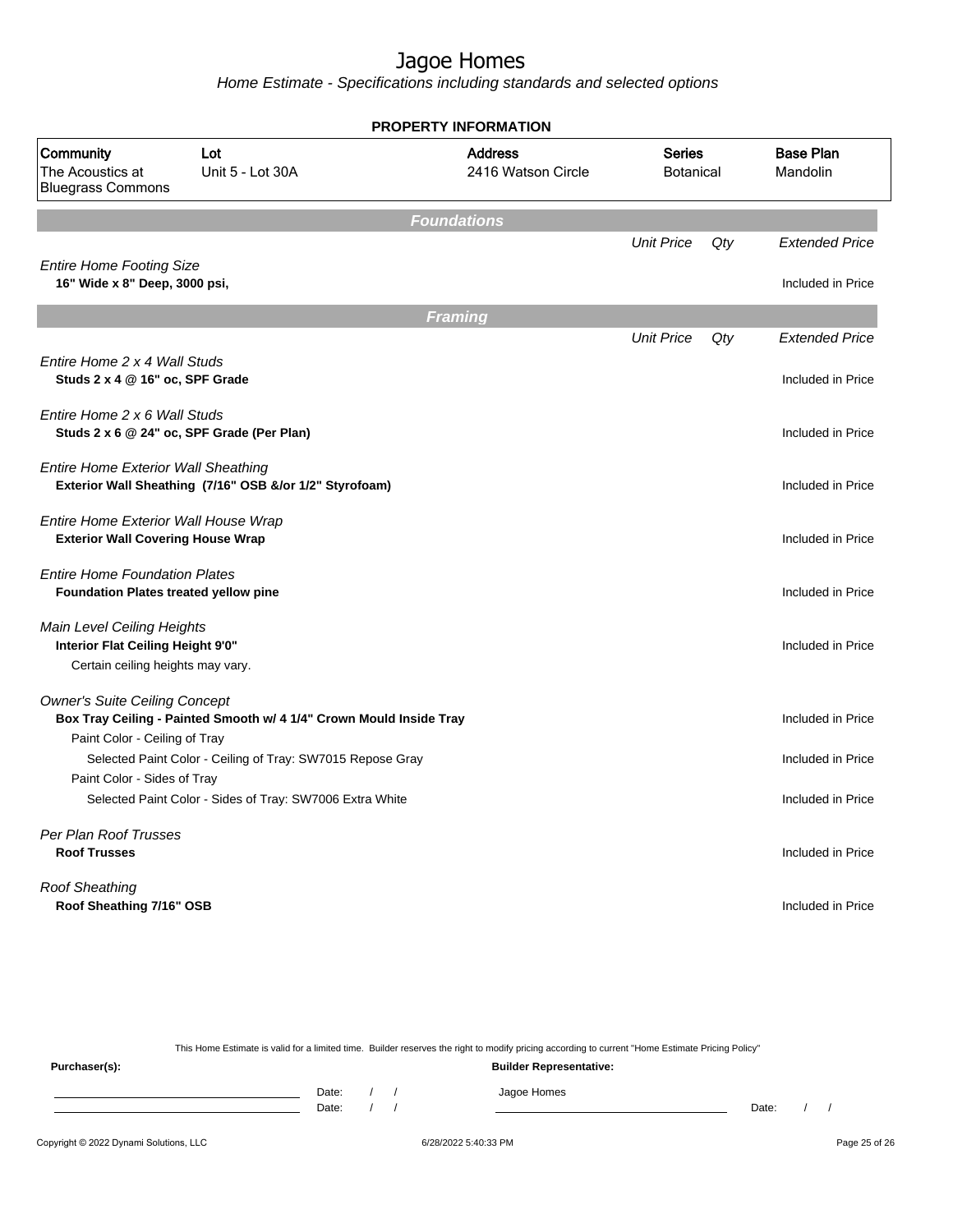# Jagoe Homes

*Home Estimate - Specifications including standards and selected options*

**PROPERTY INFORMATION**

| Community | Lot | Address | Series | Base Plan |
|---|---|---|---|---|
| The Acoustics at Bluegrass Commons | Unit 5 - Lot 30A | 2416 Watson Circle | Botanical | Mandolin |

## Foundations

| | Unit Price | Qty | Extended Price |
|---|---|---|---|
| *Entire Home Footing Size* | | | |
| **16" Wide x 8" Deep, 3000 psi,** | | | Included in Price |

## Framing

| | Unit Price | Qty | Extended Price |
|---|---|---|---|
| *Entire Home 2 x 4 Wall Studs* | | | |
| **Studs 2 x 4 @ 16" oc, SPF Grade** | | | Included in Price |
| *Entire Home 2 x 6 Wall Studs* | | | |
| **Studs 2 x 6 @ 24" oc, SPF Grade (Per Plan)** | | | Included in Price |
| *Entire Home Exterior Wall Sheathing* | | | |
| **Exterior Wall Sheathing (7/16" OSB &/or 1/2" Styrofoam)** | | | Included in Price |
| *Entire Home Exterior Wall House Wrap* | | | |
| **Exterior Wall Covering House Wrap** | | | Included in Price |
| *Entire Home Foundation Plates* | | | |
| **Foundation Plates treated yellow pine** | | | Included in Price |
| *Main Level Ceiling Heights* | | | |
| **Interior Flat Ceiling Height 9'0"** | | | Included in Price |
| Certain ceiling heights may vary. | | | |
| *Owner's Suite Ceiling Concept* | | | |
| **Box Tray Ceiling - Painted Smooth w/ 4 1/4" Crown Mould Inside Tray** | | | Included in Price |
| Paint Color - Ceiling of Tray | | | |
| Selected Paint Color - Ceiling of Tray: SW7015 Repose Gray | | | Included in Price |
| Paint Color - Sides of Tray | | | |
| Selected Paint Color - Sides of Tray: SW7006 Extra White | | | Included in Price |
| *Per Plan Roof Trusses* | | | |
| **Roof Trusses** | | | Included in Price |
| *Roof Sheathing* | | | |
| **Roof Sheathing 7/16" OSB** | | | Included in Price |

This Home Estimate is valid for a limited time. Builder reserves the right to modify pricing according to current "Home Estimate Pricing Policy"

**Purchaser(s):**

Date: / /

Date: / /

**Builder Representative:**

Jagoe Homes

Date: / /

Copyright © 2022 Dynami Solutions, LLC 6/28/2022 5:40:33 PM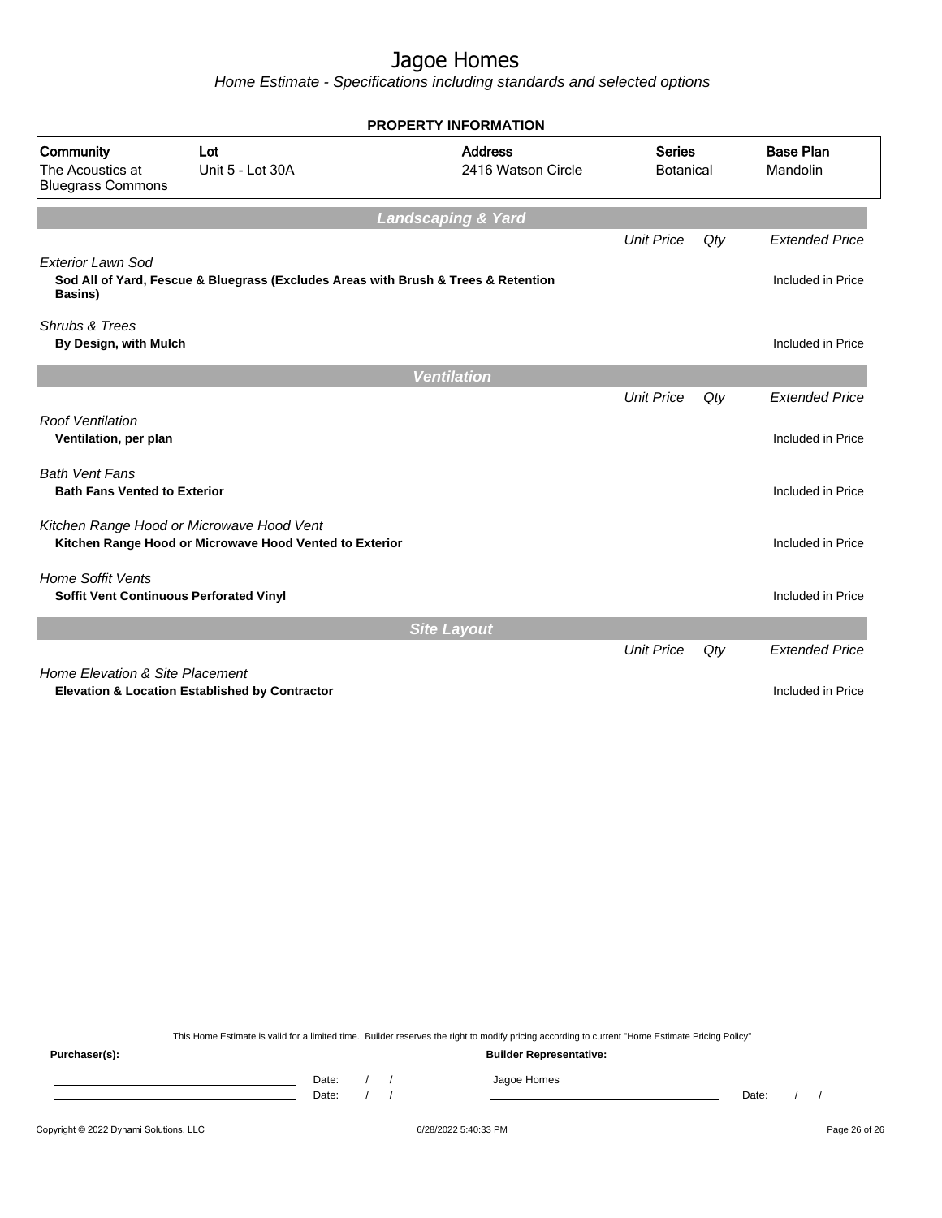# Jagoe Homes

*Home Estimate - Specifications including standards and selected options*

**PROPERTY INFORMATION**

| Community | Lot | Address | Series | Base Plan |
|---|---|---|---|---|
| The Acoustics at Bluegrass Commons | Unit 5 - Lot 30A | 2416 Watson Circle | Botanical | Mandolin |

## Landscaping & Yard

| | Unit Price | Qty | Extended Price |
|---|---|---|---|
| *Exterior Lawn Sod*<br>**Sod All of Yard, Fescue & Bluegrass (Excludes Areas with Brush & Trees & Retention Basins)** | | | Included in Price |
| *Shrubs & Trees*<br>**By Design, with Mulch** | | | Included in Price |

## Ventilation

| | Unit Price | Qty | Extended Price |
|---|---|---|---|
| *Roof Ventilation*<br>**Ventilation, per plan** | | | Included in Price |
| *Bath Vent Fans*<br>**Bath Fans Vented to Exterior** | | | Included in Price |
| *Kitchen Range Hood or Microwave Hood Vent*<br>**Kitchen Range Hood or Microwave Hood Vented to Exterior** | | | Included in Price |
| *Home Soffit Vents*<br>**Soffit Vent Continuous Perforated Vinyl** | | | Included in Price |

## Site Layout

| | Unit Price | Qty | Extended Price |
|---|---|---|---|
| *Home Elevation & Site Placement*<br>**Elevation & Location Established by Contractor** | | | Included in Price |

This Home Estimate is valid for a limited time. Builder reserves the right to modify pricing according to current "Home Estimate Pricing Policy"

**Purchaser(s):**

Date: / /

Date: / /

**Builder Representative:**

Jagoe Homes

Date: / /

Copyright © 2022 Dynami Solutions, LLC

6/28/2022 5:40:33 PM